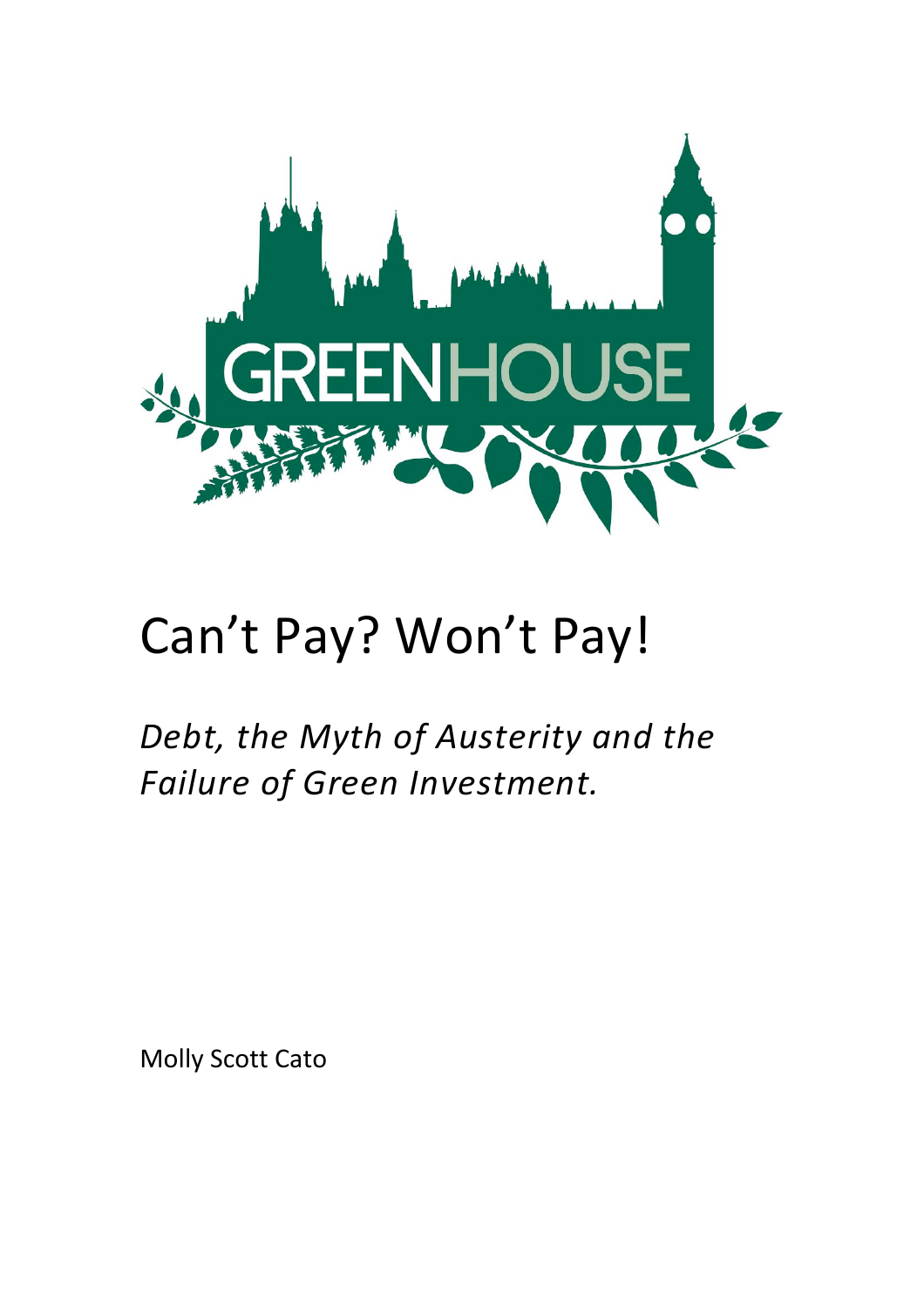# Can't Pay? Won't Pay!

*Debt, the Myth of Austerity and the Failure of Green Investment.*

Molly Scott Cato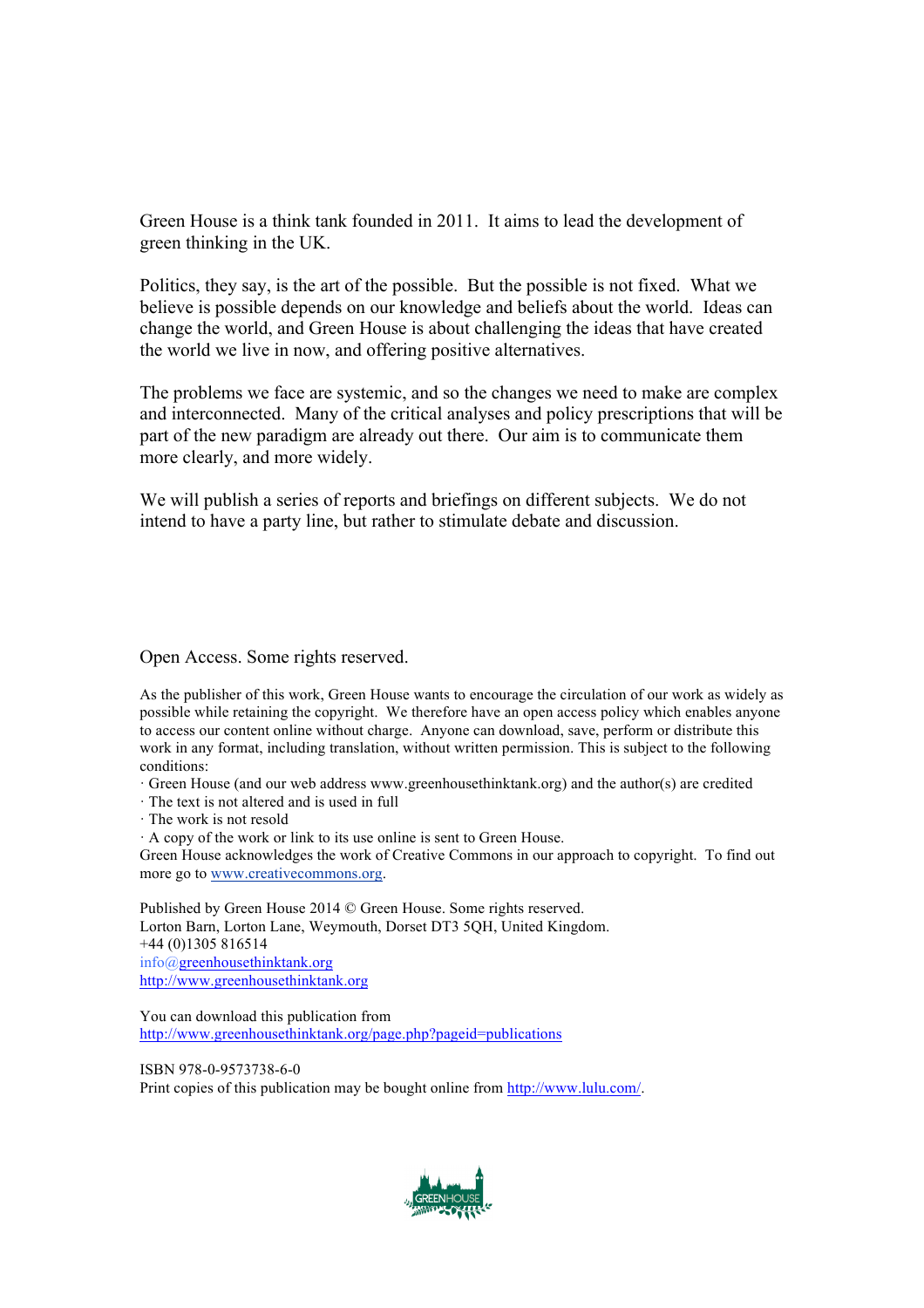Green House is a think tank founded in 2011. It aims to lead the development of green thinking in the UK.

Politics, they say, is the art of the possible. But the possible is not fixed. What we believe is possible depends on our knowledge and beliefs about the world. Ideas can change the world, and Green House is about challenging the ideas that have created the world we live in now, and offering positive alternatives.

The problems we face are systemic, and so the changes we need to make are complex and interconnected. Many of the critical analyses and policy prescriptions that will be part of the new paradigm are already out there. Our aim is to communicate them more clearly, and more widely.

We will publish a series of reports and briefings on different subjects. We do not intend to have a party line, but rather to stimulate debate and discussion.

Open Access. Some rights reserved.

As the publisher of this work, Green House wants to encourage the circulation of our work as widely as possible while retaining the copyright. We therefore have an open access policy which enables anyone to access our content online without charge. Anyone can download, save, perform or distribute this work in any format, including translation, without written permission. This is subject to the following conditions:

· Green House (and our web address www.greenhousethinktank.org) and the author(s) are credited
· The text is not altered and is used in full
· The work is not resold
· A copy of the work or link to its use online is sent to Green House.

Green House acknowledges the work of Creative Commons in our approach to copyright. To find out more go to www.creativecommons.org.

Published by Green House 2014 © Green House. Some rights reserved.
Lorton Barn, Lorton Lane, Weymouth, Dorset DT3 5QH, United Kingdom.
+44 (0)1305 816514
info@greenhousethinktank.org
http://www.greenhousethinktank.org

You can download this publication from
http://www.greenhousethinktank.org/page.php?pageid=publications

ISBN 978-0-9573738-6-0
Print copies of this publication may be bought online from http://www.lulu.com/.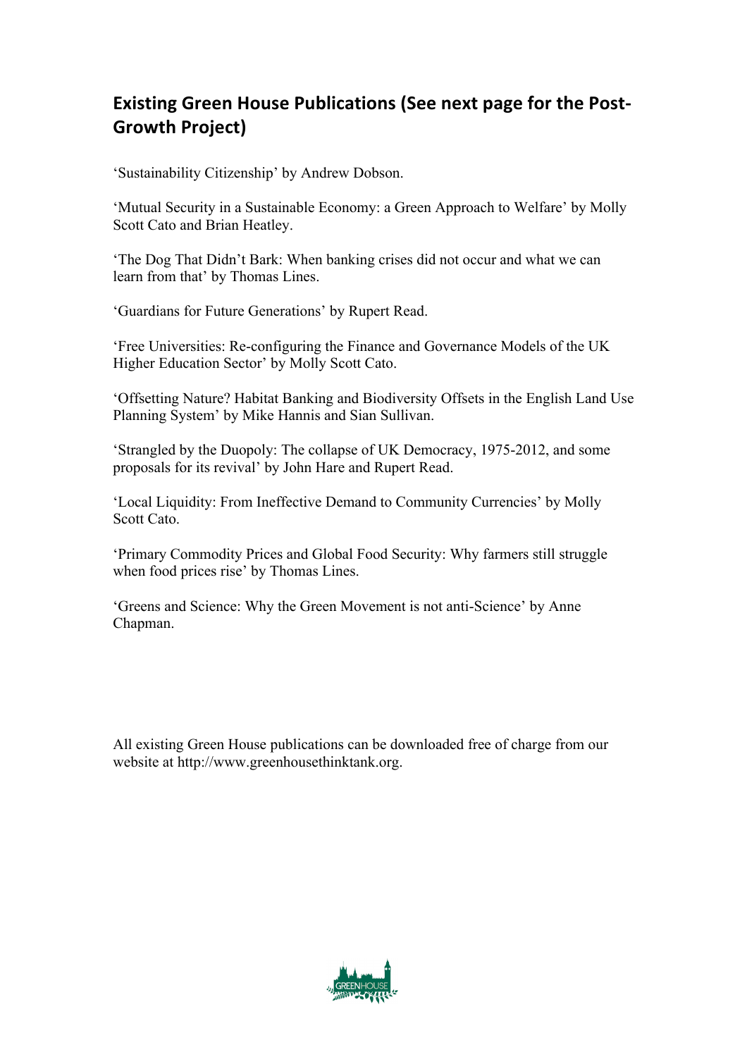## Existing Green House Publications (See next page for the Post-Growth Project)

'Sustainability Citizenship' by Andrew Dobson.

'Mutual Security in a Sustainable Economy: a Green Approach to Welfare' by Molly Scott Cato and Brian Heatley.

'The Dog That Didn't Bark: When banking crises did not occur and what we can learn from that' by Thomas Lines.

'Guardians for Future Generations' by Rupert Read.

'Free Universities: Re-configuring the Finance and Governance Models of the UK Higher Education Sector' by Molly Scott Cato.

'Offsetting Nature? Habitat Banking and Biodiversity Offsets in the English Land Use Planning System' by Mike Hannis and Sian Sullivan.

'Strangled by the Duopoly: The collapse of UK Democracy, 1975-2012, and some proposals for its revival' by John Hare and Rupert Read.

'Local Liquidity: From Ineffective Demand to Community Currencies' by Molly Scott Cato.

'Primary Commodity Prices and Global Food Security: Why farmers still struggle when food prices rise' by Thomas Lines.

'Greens and Science: Why the Green Movement is not anti-Science' by Anne Chapman.

All existing Green House publications can be downloaded free of charge from our website at http://www.greenhousethinktank.org.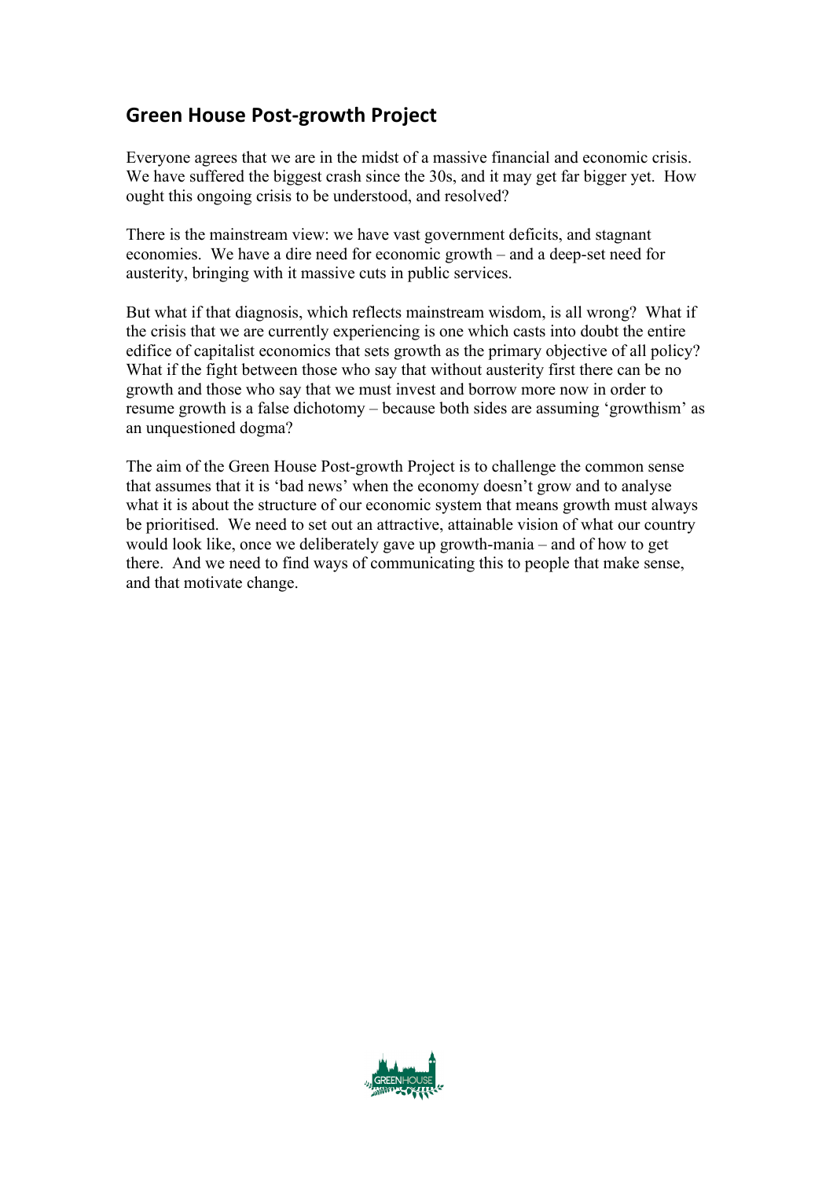## Green House Post-growth Project

Everyone agrees that we are in the midst of a massive financial and economic crisis. We have suffered the biggest crash since the 30s, and it may get far bigger yet. How ought this ongoing crisis to be understood, and resolved?

There is the mainstream view: we have vast government deficits, and stagnant economies. We have a dire need for economic growth – and a deep-set need for austerity, bringing with it massive cuts in public services.

But what if that diagnosis, which reflects mainstream wisdom, is all wrong? What if the crisis that we are currently experiencing is one which casts into doubt the entire edifice of capitalist economics that sets growth as the primary objective of all policy? What if the fight between those who say that without austerity first there can be no growth and those who say that we must invest and borrow more now in order to resume growth is a false dichotomy – because both sides are assuming 'growthism' as an unquestioned dogma?

The aim of the Green House Post-growth Project is to challenge the common sense that assumes that it is 'bad news' when the economy doesn't grow and to analyse what it is about the structure of our economic system that means growth must always be prioritised. We need to set out an attractive, attainable vision of what our country would look like, once we deliberately gave up growth-mania – and of how to get there. And we need to find ways of communicating this to people that make sense, and that motivate change.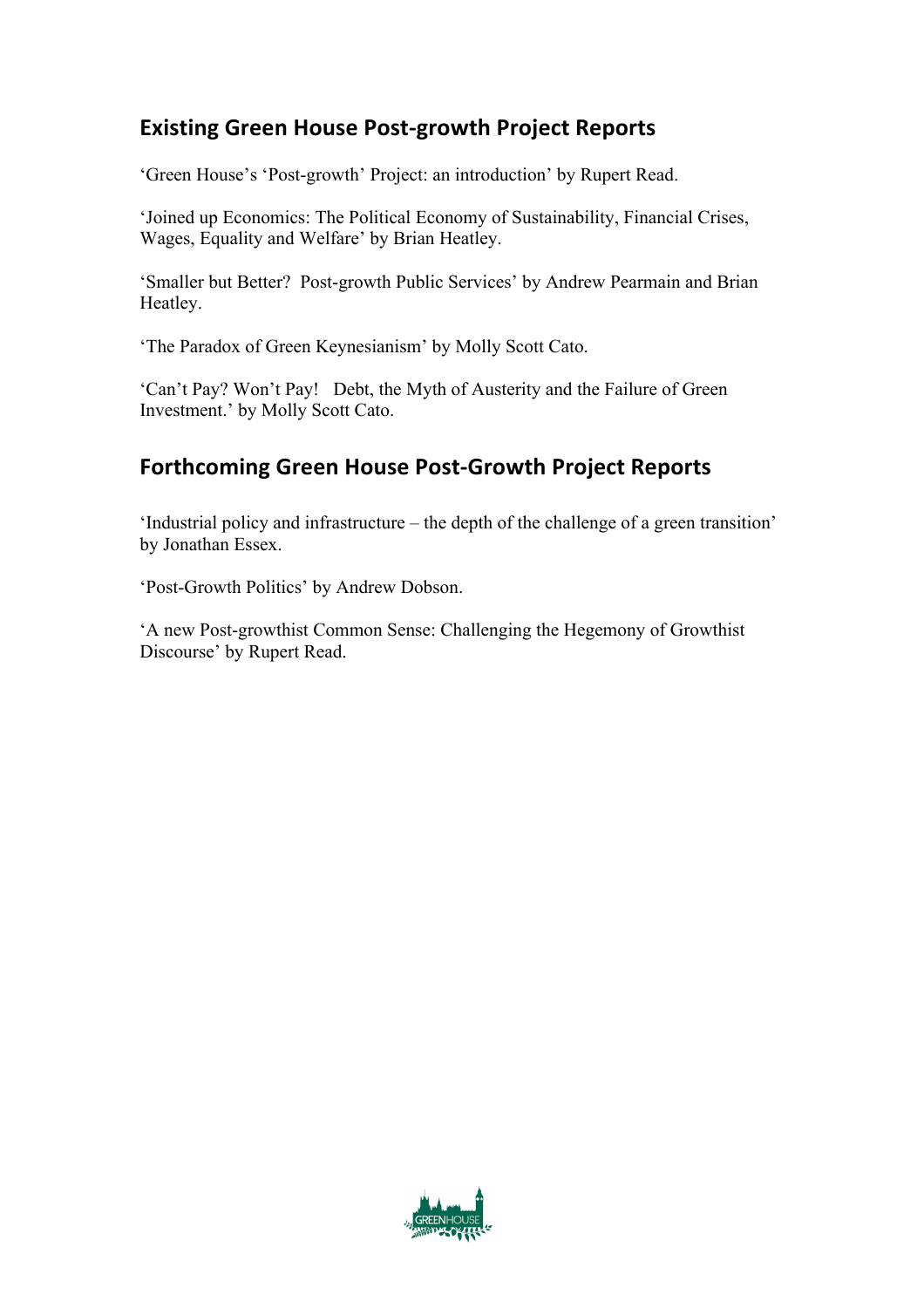## Existing Green House Post-growth Project Reports

'Green House's 'Post-growth' Project: an introduction' by Rupert Read.

'Joined up Economics: The Political Economy of Sustainability, Financial Crises, Wages, Equality and Welfare' by Brian Heatley.

'Smaller but Better? Post-growth Public Services' by Andrew Pearmain and Brian Heatley.

'The Paradox of Green Keynesianism' by Molly Scott Cato.

'Can't Pay? Won't Pay! Debt, the Myth of Austerity and the Failure of Green Investment.' by Molly Scott Cato.

## Forthcoming Green House Post-Growth Project Reports

'Industrial policy and infrastructure – the depth of the challenge of a green transition' by Jonathan Essex.

'Post-Growth Politics' by Andrew Dobson.

'A new Post-growthist Common Sense: Challenging the Hegemony of Growthist Discourse' by Rupert Read.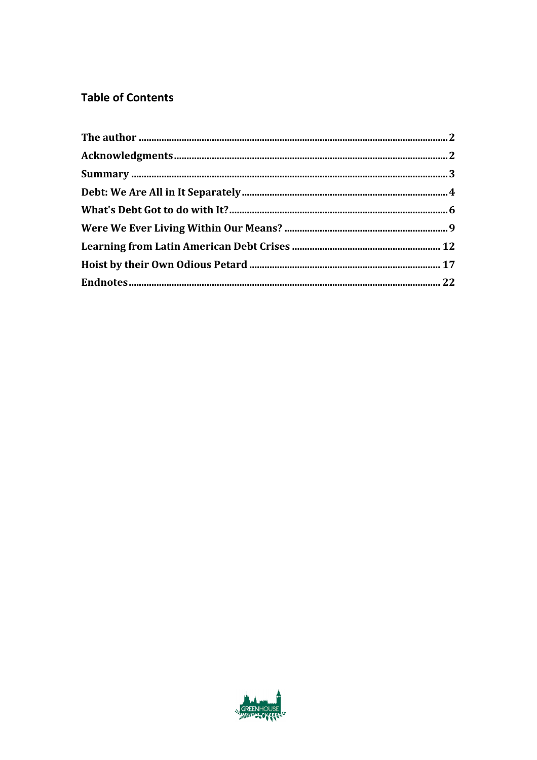## Table of Contents

| | |
|---|---|
| **The author** | **2** |
| **Acknowledgments** | **2** |
| **Summary** | **3** |
| **Debt: We Are All in It Separately** | **4** |
| **What's Debt Got to do with It?** | **6** |
| **Were We Ever Living Within Our Means?** | **9** |
| **Learning from Latin American Debt Crises** | **12** |
| **Hoist by their Own Odious Petard** | **17** |
| **Endnotes** | **22** |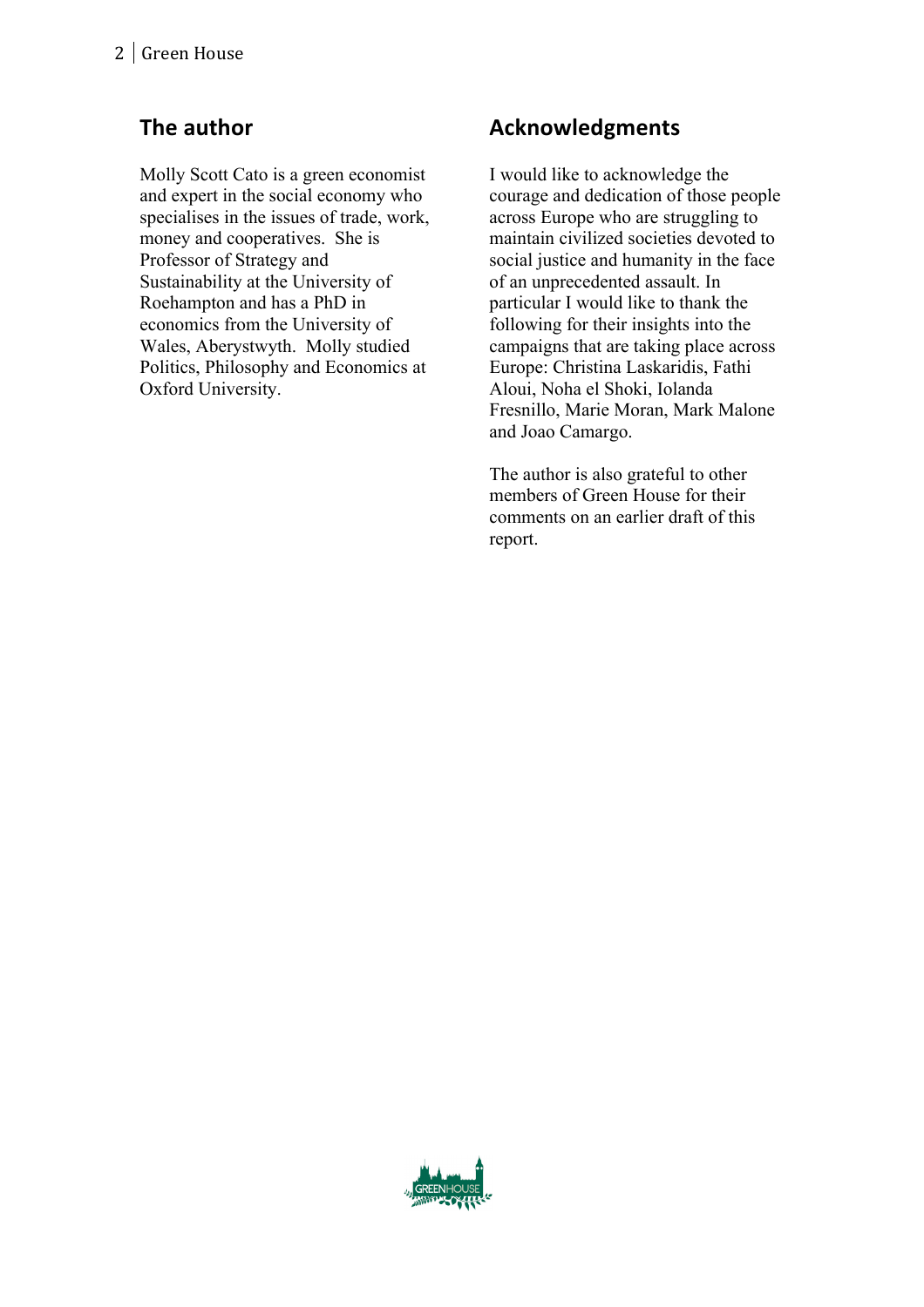## The author

Molly Scott Cato is a green economist and expert in the social economy who specialises in the issues of trade, work, money and cooperatives. She is Professor of Strategy and Sustainability at the University of Roehampton and has a PhD in economics from the University of Wales, Aberystwyth. Molly studied Politics, Philosophy and Economics at Oxford University.

## Acknowledgments

I would like to acknowledge the courage and dedication of those people across Europe who are struggling to maintain civilized societies devoted to social justice and humanity in the face of an unprecedented assault. In particular I would like to thank the following for their insights into the campaigns that are taking place across Europe: Christina Laskaridis, Fathi Aloui, Noha el Shoki, Iolanda Fresnillo, Marie Moran, Mark Malone and Joao Camargo.

The author is also grateful to other members of Green House for their comments on an earlier draft of this report.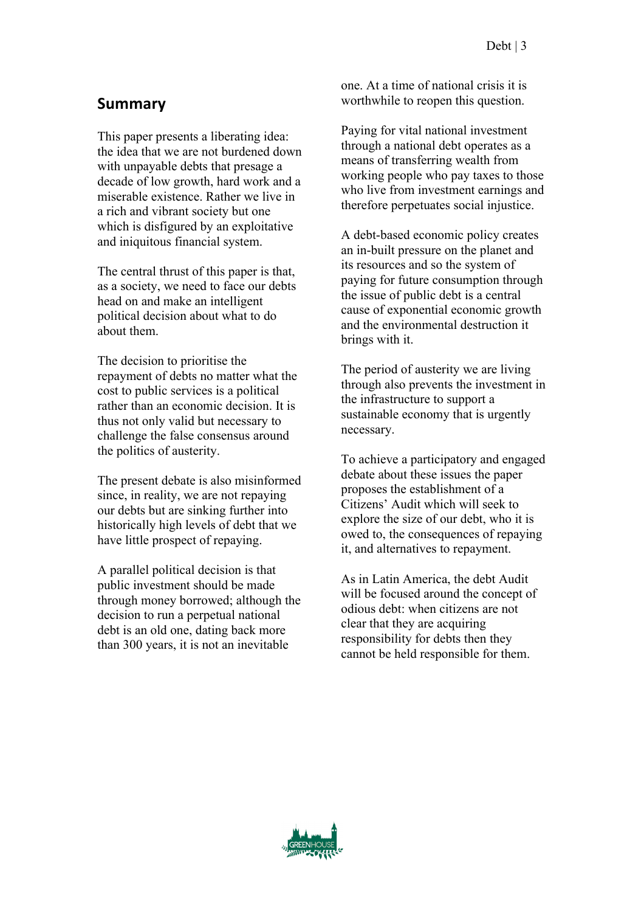## Summary

This paper presents a liberating idea: the idea that we are not burdened down with unpayable debts that presage a decade of low growth, hard work and a miserable existence. Rather we live in a rich and vibrant society but one which is disfigured by an exploitative and iniquitous financial system.

The central thrust of this paper is that, as a society, we need to face our debts head on and make an intelligent political decision about what to do about them.

The decision to prioritise the repayment of debts no matter what the cost to public services is a political rather than an economic decision. It is thus not only valid but necessary to challenge the false consensus around the politics of austerity.

The present debate is also misinformed since, in reality, we are not repaying our debts but are sinking further into historically high levels of debt that we have little prospect of repaying.

A parallel political decision is that public investment should be made through money borrowed; although the decision to run a perpetual national debt is an old one, dating back more than 300 years, it is not an inevitable one. At a time of national crisis it is worthwhile to reopen this question.

Paying for vital national investment through a national debt operates as a means of transferring wealth from working people who pay taxes to those who live from investment earnings and therefore perpetuates social injustice.

A debt-based economic policy creates an in-built pressure on the planet and its resources and so the system of paying for future consumption through the issue of public debt is a central cause of exponential economic growth and the environmental destruction it brings with it.

The period of austerity we are living through also prevents the investment in the infrastructure to support a sustainable economy that is urgently necessary.

To achieve a participatory and engaged debate about these issues the paper proposes the establishment of a Citizens' Audit which will seek to explore the size of our debt, who it is owed to, the consequences of repaying it, and alternatives to repayment.

As in Latin America, the debt Audit will be focused around the concept of odious debt: when citizens are not clear that they are acquiring responsibility for debts then they cannot be held responsible for them.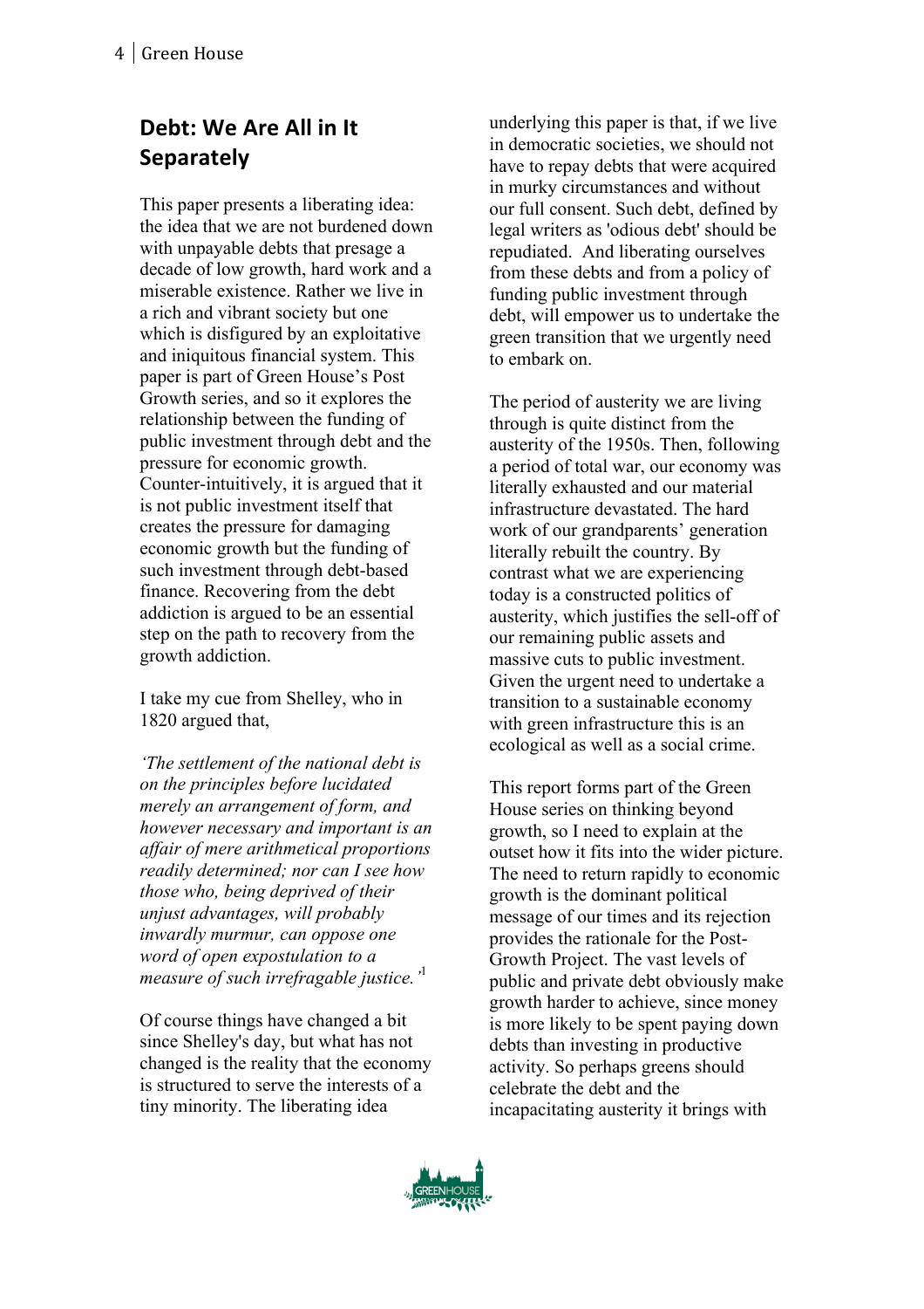## Debt: We Are All in It Separately

This paper presents a liberating idea: the idea that we are not burdened down with unpayable debts that presage a decade of low growth, hard work and a miserable existence. Rather we live in a rich and vibrant society but one which is disfigured by an exploitative and iniquitous financial system. This paper is part of Green House's Post Growth series, and so it explores the relationship between the funding of public investment through debt and the pressure for economic growth. Counter-intuitively, it is argued that it is not public investment itself that creates the pressure for damaging economic growth but the funding of such investment through debt-based finance. Recovering from the debt addiction is argued to be an essential step on the path to recovery from the growth addiction.

I take my cue from Shelley, who in 1820 argued that,

*'The settlement of the national debt is on the principles before lucidated merely an arrangement of form, and however necessary and important is an affair of mere arithmetical proportions readily determined; nor can I see how those who, being deprived of their unjust advantages, will probably inwardly murmur, can oppose one word of open expostulation to a measure of such irrefragable justice.'*[1]

Of course things have changed a bit since Shelley's day, but what has not changed is the reality that the economy is structured to serve the interests of a tiny minority. The liberating idea underlying this paper is that, if we live in democratic societies, we should not have to repay debts that were acquired in murky circumstances and without our full consent. Such debt, defined by legal writers as 'odious debt' should be repudiated. And liberating ourselves from these debts and from a policy of funding public investment through debt, will empower us to undertake the green transition that we urgently need to embark on.

The period of austerity we are living through is quite distinct from the austerity of the 1950s. Then, following a period of total war, our economy was literally exhausted and our material infrastructure devastated. The hard work of our grandparents' generation literally rebuilt the country. By contrast what we are experiencing today is a constructed politics of austerity, which justifies the sell-off of our remaining public assets and massive cuts to public investment. Given the urgent need to undertake a transition to a sustainable economy with green infrastructure this is an ecological as well as a social crime.

This report forms part of the Green House series on thinking beyond growth, so I need to explain at the outset how it fits into the wider picture. The need to return rapidly to economic growth is the dominant political message of our times and its rejection provides the rationale for the Post-Growth Project. The vast levels of public and private debt obviously make growth harder to achieve, since money is more likely to be spent paying down debts than investing in productive activity. So perhaps greens should celebrate the debt and the incapacitating austerity it brings with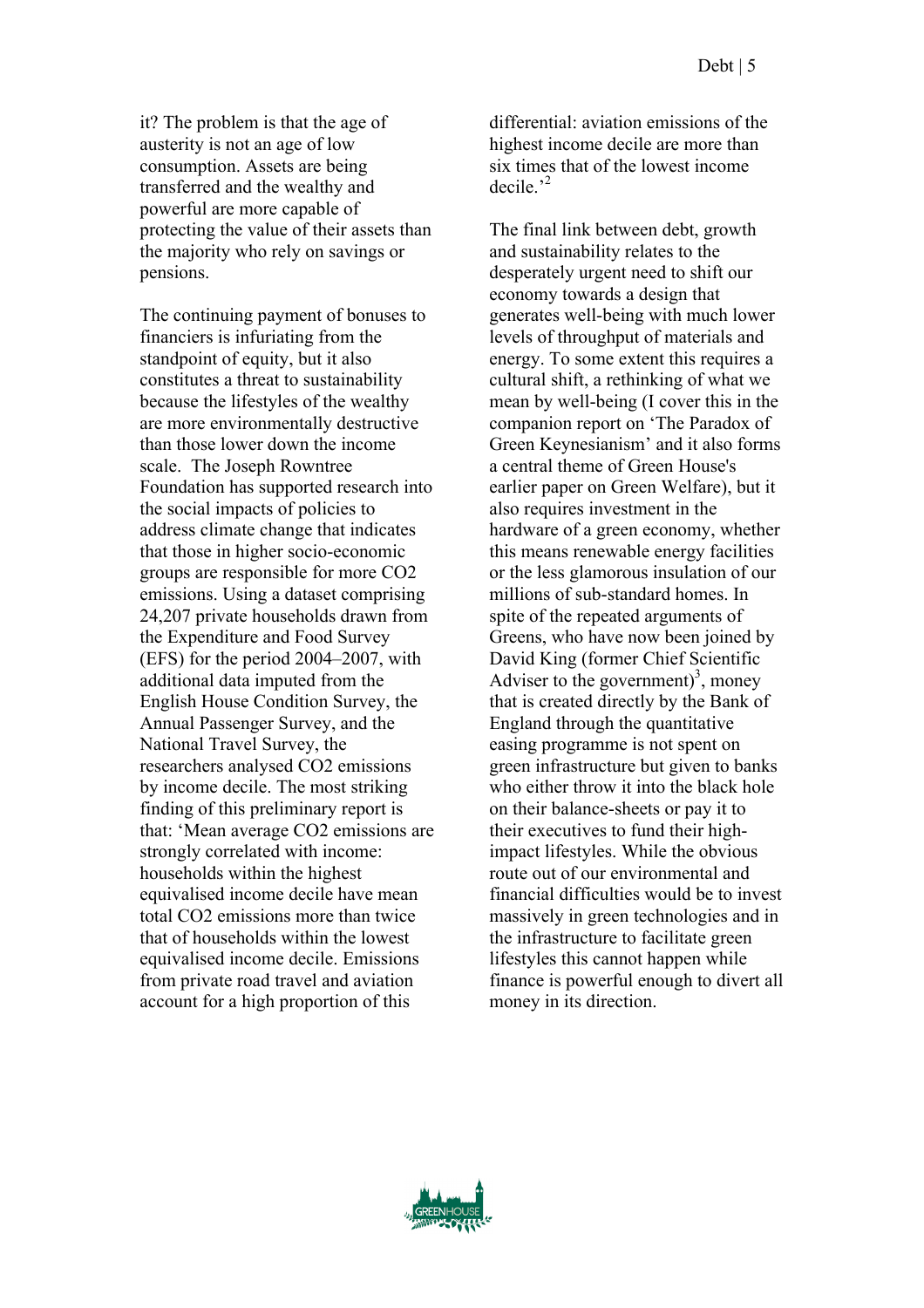it? The problem is that the age of austerity is not an age of low consumption. Assets are being transferred and the wealthy and powerful are more capable of protecting the value of their assets than the majority who rely on savings or pensions.

The continuing payment of bonuses to financiers is infuriating from the standpoint of equity, but it also constitutes a threat to sustainability because the lifestyles of the wealthy are more environmentally destructive than those lower down the income scale. The Joseph Rowntree Foundation has supported research into the social impacts of policies to address climate change that indicates that those in higher socio-economic groups are responsible for more $CO_2$ emissions. Using a dataset comprising 24,207 private households drawn from the Expenditure and Food Survey (EFS) for the period 2004–2007, with additional data imputed from the English House Condition Survey, the Annual Passenger Survey, and the National Travel Survey, the researchers analysed $CO_2$ emissions by income decile. The most striking finding of this preliminary report is that: 'Mean average $CO_2$ emissions are strongly correlated with income: households within the highest equivalised income decile have mean total $CO_2$ emissions more than twice that of households within the lowest equivalised income decile. Emissions from private road travel and aviation account for a high proportion of this differential: aviation emissions of the highest income decile are more than six times that of the lowest income decile.'[2]

The final link between debt, growth and sustainability relates to the desperately urgent need to shift our economy towards a design that generates well-being with much lower levels of throughput of materials and energy. To some extent this requires a cultural shift, a rethinking of what we mean by well-being (I cover this in the companion report on 'The Paradox of Green Keynesianism' and it also forms a central theme of Green House's earlier paper on Green Welfare), but it also requires investment in the hardware of a green economy, whether this means renewable energy facilities or the less glamorous insulation of our millions of sub-standard homes. In spite of the repeated arguments of Greens, who have now been joined by David King (former Chief Scientific Adviser to the government)[3], money that is created directly by the Bank of England through the quantitative easing programme is not spent on green infrastructure but given to banks who either throw it into the black hole on their balance-sheets or pay it to their executives to fund their high-impact lifestyles. While the obvious route out of our environmental and financial difficulties would be to invest massively in green technologies and in the infrastructure to facilitate green lifestyles this cannot happen while finance is powerful enough to divert all money in its direction.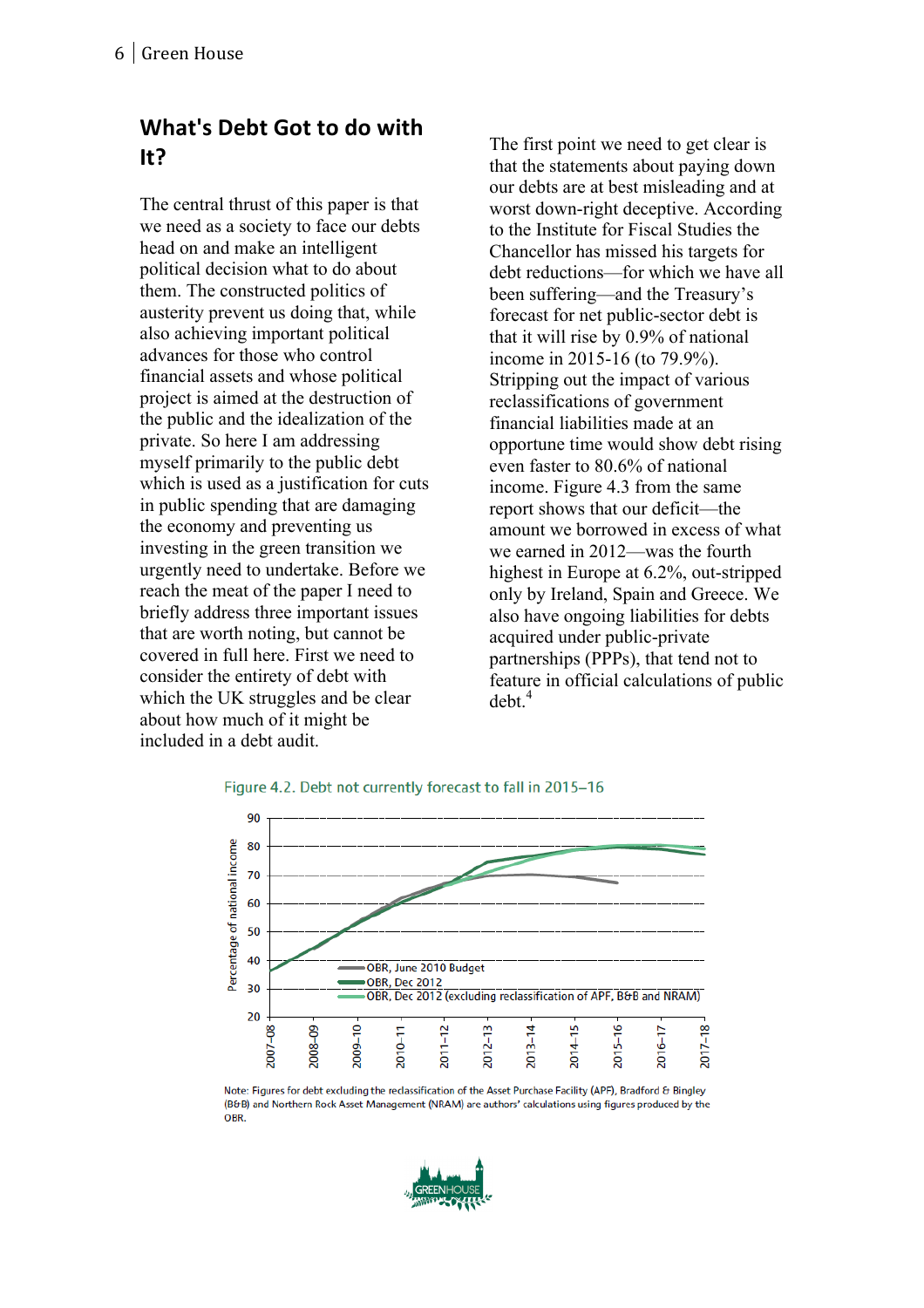## What's Debt Got to do with It?

The central thrust of this paper is that we need as a society to face our debts head on and make an intelligent political decision what to do about them. The constructed politics of austerity prevent us doing that, while also achieving important political advances for those who control financial assets and whose political project is aimed at the destruction of the public and the idealization of the private. So here I am addressing myself primarily to the public debt which is used as a justification for cuts in public spending that are damaging the economy and preventing us investing in the green transition we urgently need to undertake. Before we reach the meat of the paper I need to briefly address three important issues that are worth noting, but cannot be covered in full here. First we need to consider the entirety of debt with which the UK struggles and be clear about how much of it might be included in a debt audit.

The first point we need to get clear is that the statements about paying down our debts are at best misleading and at worst down-right deceptive. According to the Institute for Fiscal Studies the Chancellor has missed his targets for debt reductions—for which we have all been suffering—and the Treasury's forecast for net public-sector debt is that it will rise by 0.9% of national income in 2015-16 (to 79.9%). Stripping out the impact of various reclassifications of government financial liabilities made at an opportune time would show debt rising even faster to 80.6% of national income. Figure 4.3 from the same report shows that our deficit—the amount we borrowed in excess of what we earned in 2012—was the fourth highest in Europe at 6.2%, out-stripped only by Ireland, Spain and Greece. We also have ongoing liabilities for debts acquired under public-private partnerships (PPPs), that tend not to feature in official calculations of public debt.[4]

Figure 4.2. Debt not currently forecast to fall in 2015–16

Note: Figures for debt excluding the reclassification of the Asset Purchase Facility (APF), Bradford & Bingley (B&B) and Northern Rock Asset Management (NRAM) are authors' calculations using figures produced by the OBR.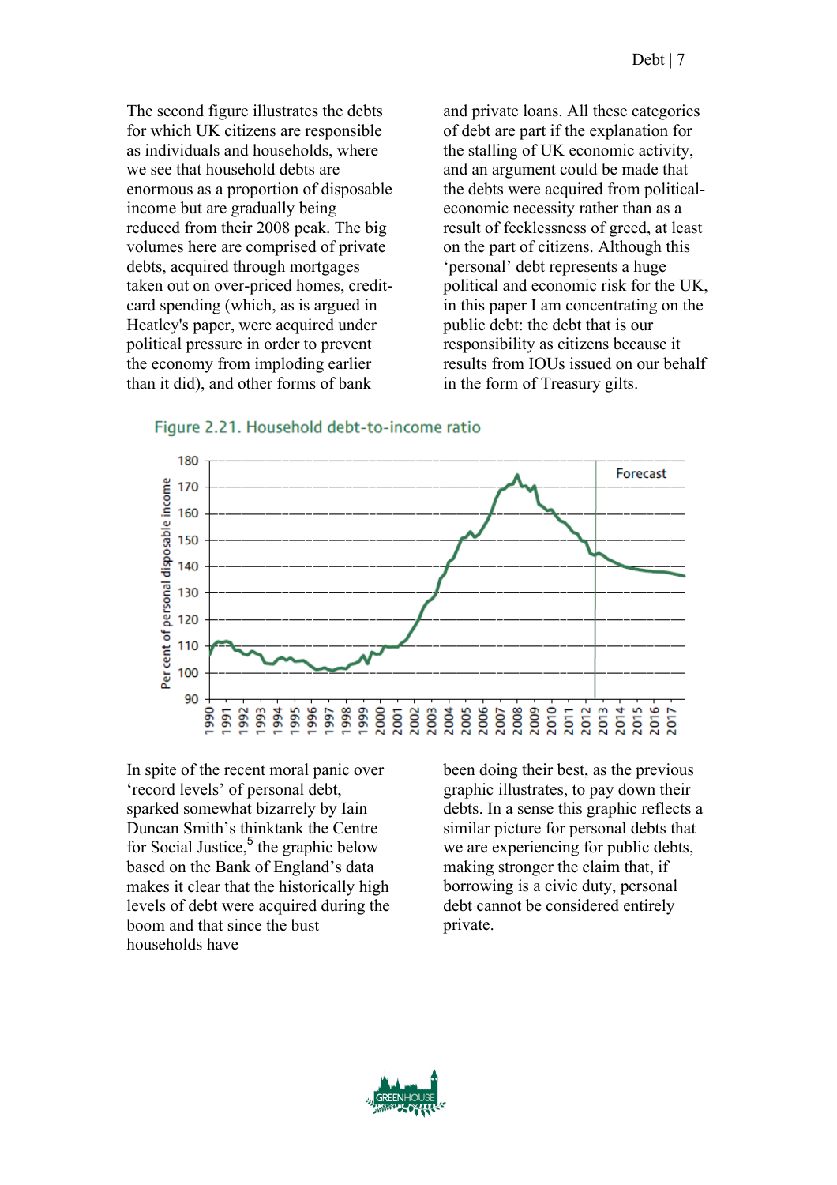The second figure illustrates the debts for which UK citizens are responsible as individuals and households, where we see that household debts are enormous as a proportion of disposable income but are gradually being reduced from their 2008 peak. The big volumes here are comprised of private debts, acquired through mortgages taken out on over-priced homes, credit-card spending (which, as is argued in Heatley's paper, were acquired under political pressure in order to prevent the economy from imploding earlier than it did), and other forms of bank and private loans. All these categories of debt are part if the explanation for the stalling of UK economic activity, and an argument could be made that the debts were acquired from political-economic necessity rather than as a result of fecklessness of greed, at least on the part of citizens. Although this 'personal' debt represents a huge political and economic risk for the UK, in this paper I am concentrating on the public debt: the debt that is our responsibility as citizens because it results from IOUs issued on our behalf in the form of Treasury gilts.

Figure 2.21. Household debt-to-income ratio

In spite of the recent moral panic over 'record levels' of personal debt, sparked somewhat bizarrely by Iain Duncan Smith's thinktank the Centre for Social Justice,[5] the graphic below based on the Bank of England's data makes it clear that the historically high levels of debt were acquired during the boom and that since the bust households have been doing their best, as the previous graphic illustrates, to pay down their debts. In a sense this graphic reflects a similar picture for personal debts that we are experiencing for public debts, making stronger the claim that, if borrowing is a civic duty, personal debt cannot be considered entirely private.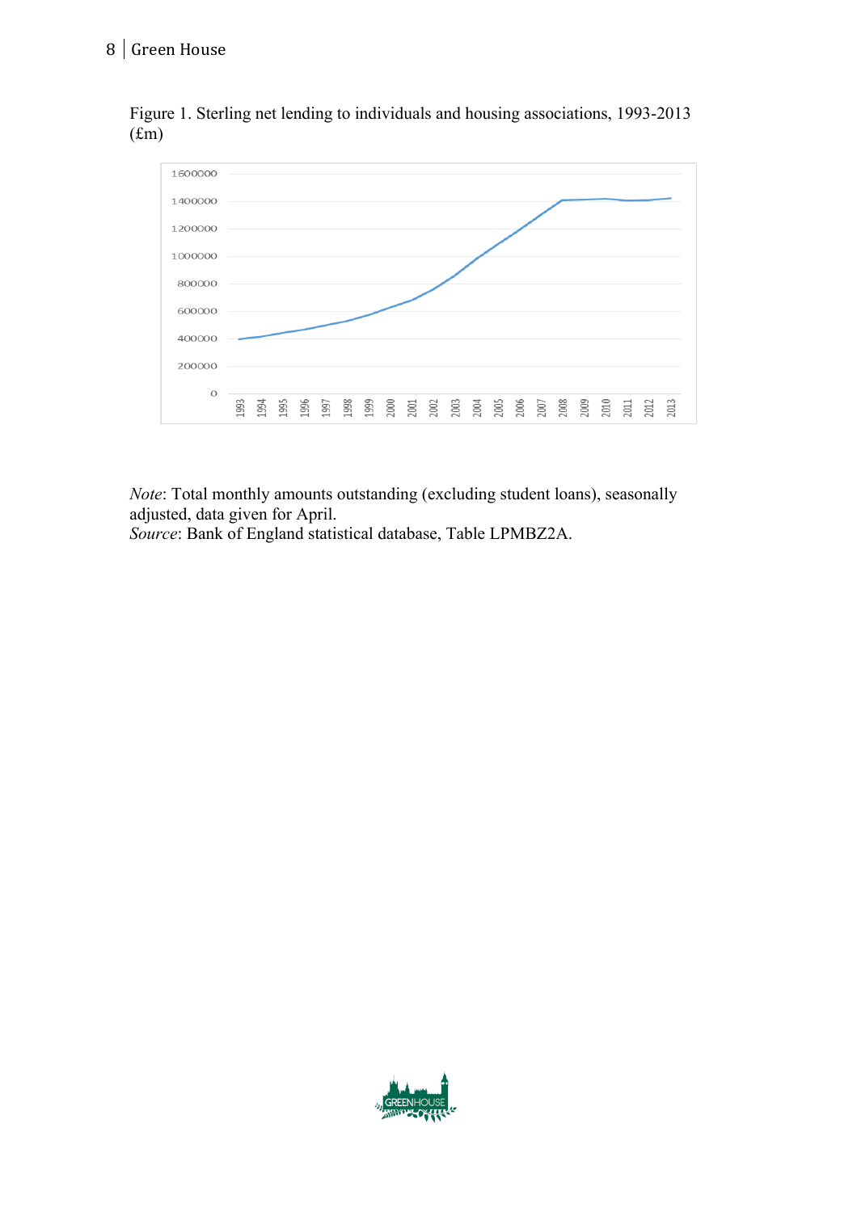Figure 1. Sterling net lending to individuals and housing associations, 1993-2013 (£m)

*Note*: Total monthly amounts outstanding (excluding student loans), seasonally adjusted, data given for April.
*Source*: Bank of England statistical database, Table LPMBZ2A.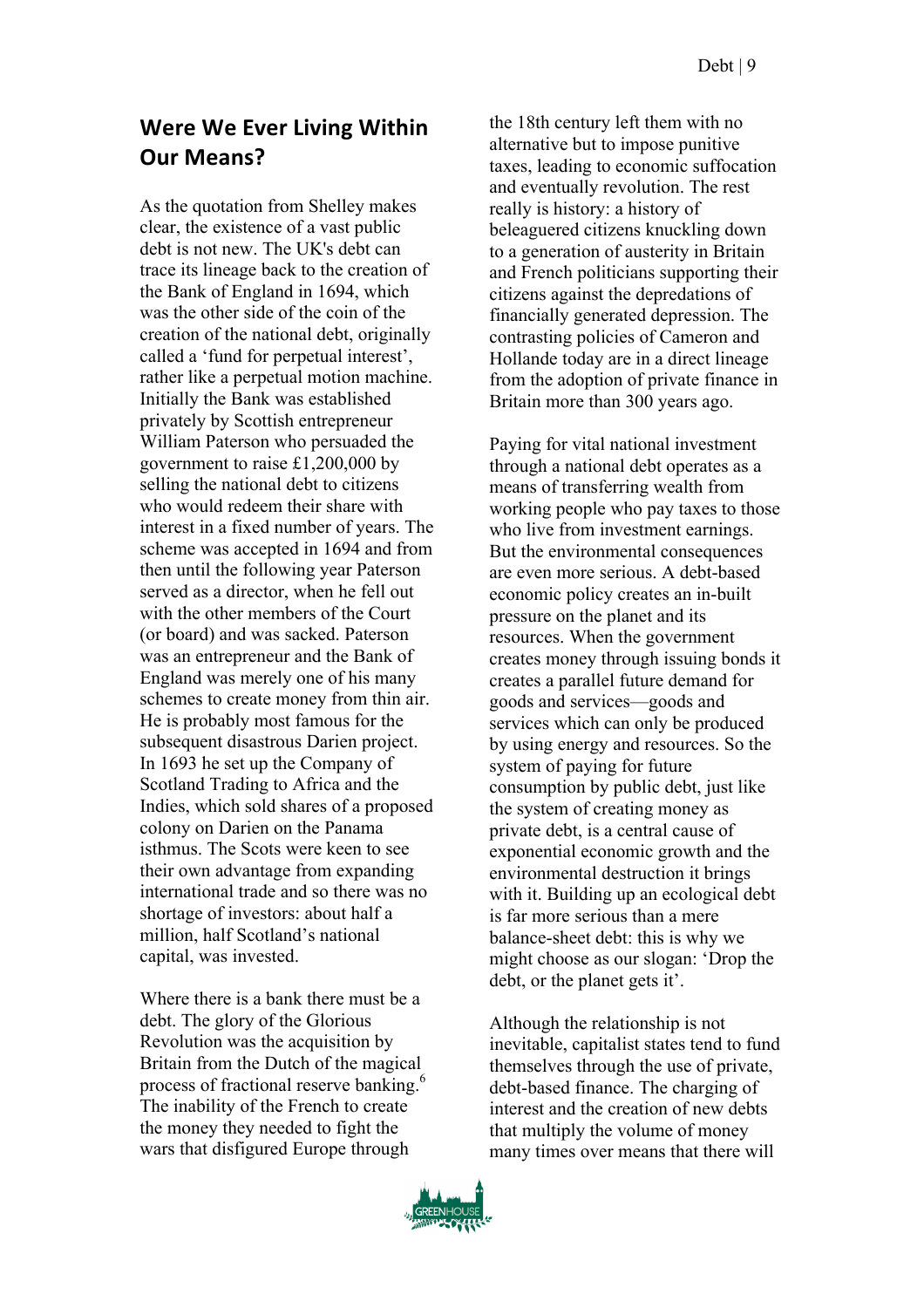## Were We Ever Living Within Our Means?

As the quotation from Shelley makes clear, the existence of a vast public debt is not new. The UK's debt can trace its lineage back to the creation of the Bank of England in 1694, which was the other side of the coin of the creation of the national debt, originally called a 'fund for perpetual interest', rather like a perpetual motion machine. Initially the Bank was established privately by Scottish entrepreneur William Paterson who persuaded the government to raise £1,200,000 by selling the national debt to citizens who would redeem their share with interest in a fixed number of years. The scheme was accepted in 1694 and from then until the following year Paterson served as a director, when he fell out with the other members of the Court (or board) and was sacked. Paterson was an entrepreneur and the Bank of England was merely one of his many schemes to create money from thin air. He is probably most famous for the subsequent disastrous Darien project. In 1693 he set up the Company of Scotland Trading to Africa and the Indies, which sold shares of a proposed colony on Darien on the Panama isthmus. The Scots were keen to see their own advantage from expanding international trade and so there was no shortage of investors: about half a million, half Scotland's national capital, was invested.

Where there is a bank there must be a debt. The glory of the Glorious Revolution was the acquisition by Britain from the Dutch of the magical process of fractional reserve banking.[6] The inability of the French to create the money they needed to fight the wars that disfigured Europe through the 18th century left them with no alternative but to impose punitive taxes, leading to economic suffocation and eventually revolution. The rest really is history: a history of beleaguered citizens knuckling down to a generation of austerity in Britain and French politicians supporting their citizens against the depredations of financially generated depression. The contrasting policies of Cameron and Hollande today are in a direct lineage from the adoption of private finance in Britain more than 300 years ago.

Paying for vital national investment through a national debt operates as a means of transferring wealth from working people who pay taxes to those who live from investment earnings. But the environmental consequences are even more serious. A debt-based economic policy creates an in-built pressure on the planet and its resources. When the government creates money through issuing bonds it creates a parallel future demand for goods and services—goods and services which can only be produced by using energy and resources. So the system of paying for future consumption by public debt, just like the system of creating money as private debt, is a central cause of exponential economic growth and the environmental destruction it brings with it. Building up an ecological debt is far more serious than a mere balance-sheet debt: this is why we might choose as our slogan: 'Drop the debt, or the planet gets it'.

Although the relationship is not inevitable, capitalist states tend to fund themselves through the use of private, debt-based finance. The charging of interest and the creation of new debts that multiply the volume of money many times over means that there will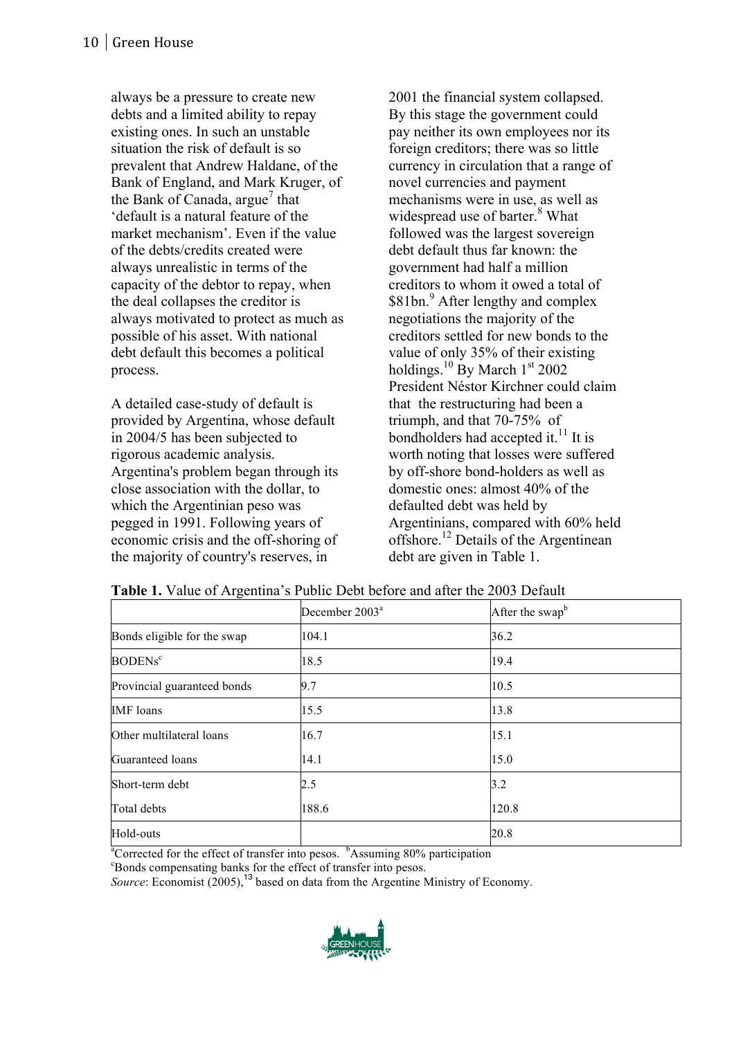always be a pressure to create new debts and a limited ability to repay existing ones. In such an unstable situation the risk of default is so prevalent that Andrew Haldane, of the Bank of England, and Mark Kruger, of the Bank of Canada, argue[7] that 'default is a natural feature of the market mechanism'. Even if the value of the debts/credits created were always unrealistic in terms of the capacity of the debtor to repay, when the deal collapses the creditor is always motivated to protect as much as possible of his asset. With national debt default this becomes a political process.

A detailed case-study of default is provided by Argentina, whose default in 2004/5 has been subjected to rigorous academic analysis. Argentina's problem began through its close association with the dollar, to which the Argentinian peso was pegged in 1991. Following years of economic crisis and the off-shoring of the majority of country's reserves, in 2001 the financial system collapsed. By this stage the government could pay neither its own employees nor its foreign creditors; there was so little currency in circulation that a range of novel currencies and payment mechanisms were in use, as well as widespread use of barter.[8] What followed was the largest sovereign debt default thus far known: the government had half a million creditors to whom it owed a total of \$81bn.[9] After lengthy and complex negotiations the majority of the creditors settled for new bonds to the value of only 35% of their existing holdings.[10] By March 1st 2002 President Néstor Kirchner could claim that the restructuring had been a triumph, and that 70-75% of bondholders had accepted it.[11] It is worth noting that losses were suffered by off-shore bond-holders as well as domestic ones: almost 40% of the defaulted debt was held by Argentinians, compared with 60% held offshore.[12] Details of the Argentinean debt are given in Table 1.

**Table 1.** Value of Argentina's Public Debt before and after the 2003 Default

| | December 2003[a] | After the swap[b] |
|---|---|---|
| Bonds eligible for the swap | 104.1 | 36.2 |
| BODENs[c] | 18.5 | 19.4 |
| Provincial guaranteed bonds | 9.7 | 10.5 |
| IMF loans | 15.5 | 13.8 |
| Other multilateral loans | 16.7 | 15.1 |
| Guaranteed loans | 14.1 | 15.0 |
| Short-term debt | 2.5 | 3.2 |
| Total debts | 188.6 | 120.8 |
| Hold-outs | | 20.8 |

[a]Corrected for the effect of transfer into pesos. [b]Assuming 80% participation
[c]Bonds compensating banks for the effect of transfer into pesos.
*Source*: Economist (2005),[13] based on data from the Argentine Ministry of Economy.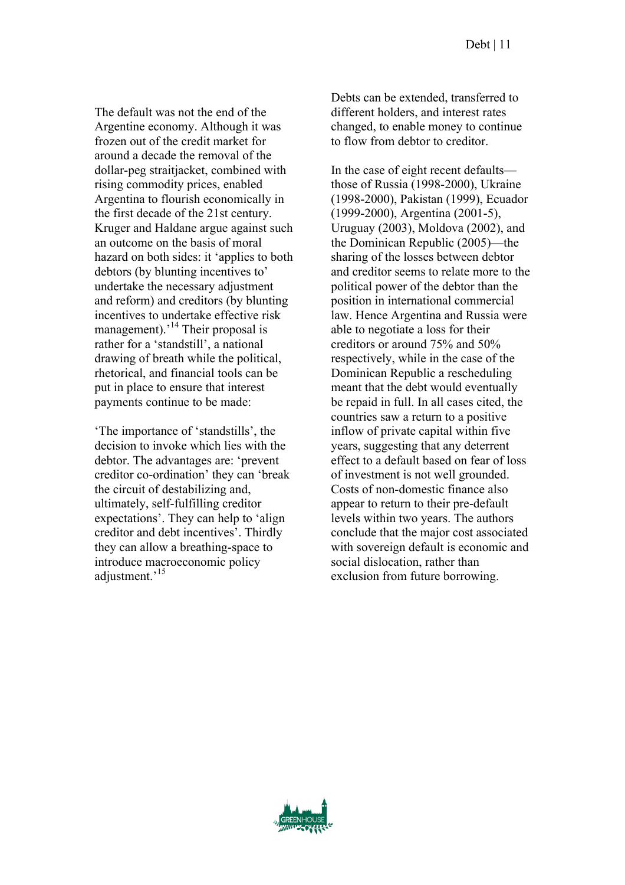The default was not the end of the Argentine economy. Although it was frozen out of the credit market for around a decade the removal of the dollar-peg straitjacket, combined with rising commodity prices, enabled Argentina to flourish economically in the first decade of the 21st century. Kruger and Haldane argue against such an outcome on the basis of moral hazard on both sides: it 'applies to both debtors (by blunting incentives to' undertake the necessary adjustment and reform) and creditors (by blunting incentives to undertake effective risk management).'[14] Their proposal is rather for a 'standstill', a national drawing of breath while the political, rhetorical, and financial tools can be put in place to ensure that interest payments continue to be made:

'The importance of 'standstills', the decision to invoke which lies with the debtor. The advantages are: 'prevent creditor co-ordination' they can 'break the circuit of destabilizing and, ultimately, self-fulfilling creditor expectations'. They can help to 'align creditor and debt incentives'. Thirdly they can allow a breathing-space to introduce macroeconomic policy adjustment.'[15]

Debts can be extended, transferred to different holders, and interest rates changed, to enable money to continue to flow from debtor to creditor.

In the case of eight recent defaults—those of Russia (1998-2000), Ukraine (1998-2000), Pakistan (1999), Ecuador (1999-2000), Argentina (2001-5), Uruguay (2003), Moldova (2002), and the Dominican Republic (2005)—the sharing of the losses between debtor and creditor seems to relate more to the political power of the debtor than the position in international commercial law. Hence Argentina and Russia were able to negotiate a loss for their creditors or around 75% and 50% respectively, while in the case of the Dominican Republic a rescheduling meant that the debt would eventually be repaid in full. In all cases cited, the countries saw a return to a positive inflow of private capital within five years, suggesting that any deterrent effect to a default based on fear of loss of investment is not well grounded. Costs of non-domestic finance also appear to return to their pre-default levels within two years. The authors conclude that the major cost associated with sovereign default is economic and social dislocation, rather than exclusion from future borrowing.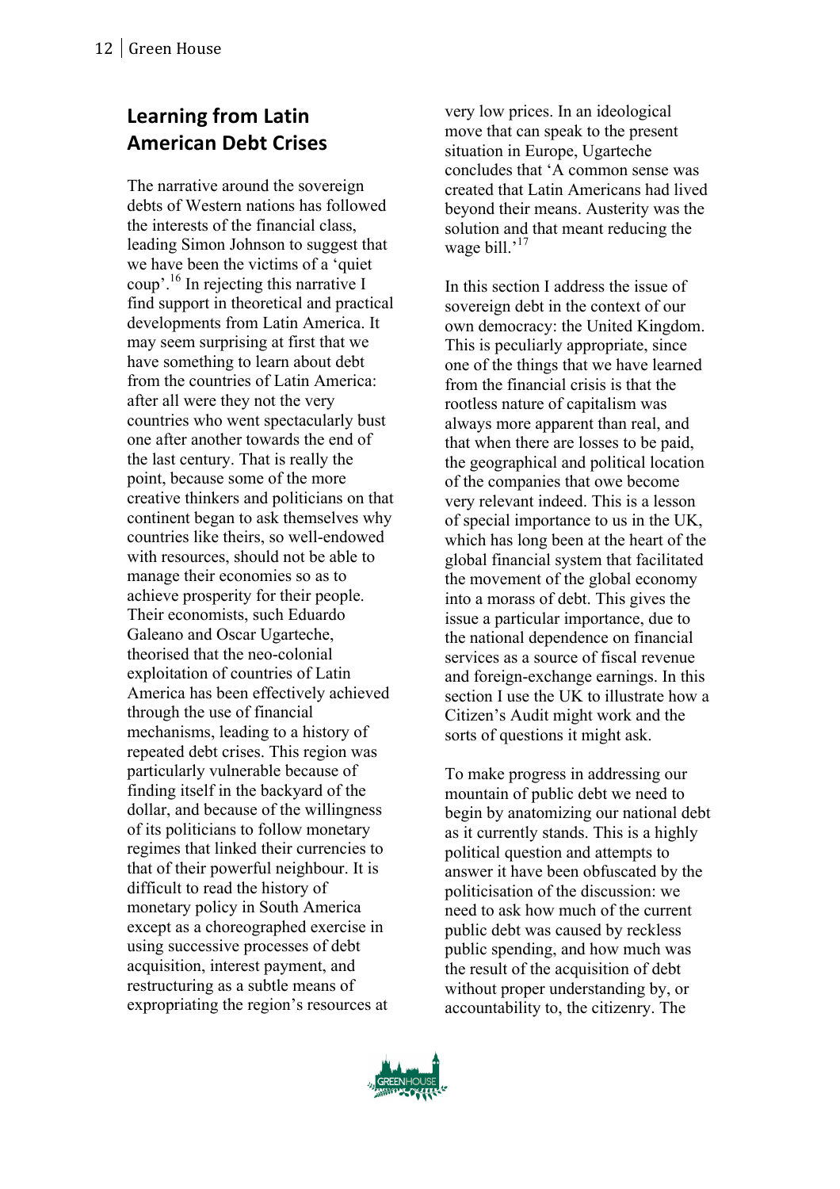## Learning from Latin American Debt Crises

The narrative around the sovereign debts of Western nations has followed the interests of the financial class, leading Simon Johnson to suggest that we have been the victims of a 'quiet coup'.[16] In rejecting this narrative I find support in theoretical and practical developments from Latin America. It may seem surprising at first that we have something to learn about debt from the countries of Latin America: after all were they not the very countries who went spectacularly bust one after another towards the end of the last century. That is really the point, because some of the more creative thinkers and politicians on that continent began to ask themselves why countries like theirs, so well-endowed with resources, should not be able to manage their economies so as to achieve prosperity for their people. Their economists, such Eduardo Galeano and Oscar Ugarteche, theorised that the neo-colonial exploitation of countries of Latin America has been effectively achieved through the use of financial mechanisms, leading to a history of repeated debt crises. This region was particularly vulnerable because of finding itself in the backyard of the dollar, and because of the willingness of its politicians to follow monetary regimes that linked their currencies to that of their powerful neighbour. It is difficult to read the history of monetary policy in South America except as a choreographed exercise in using successive processes of debt acquisition, interest payment, and restructuring as a subtle means of expropriating the region's resources at very low prices. In an ideological move that can speak to the present situation in Europe, Ugarteche concludes that 'A common sense was created that Latin Americans had lived beyond their means. Austerity was the solution and that meant reducing the wage bill.'[17]

In this section I address the issue of sovereign debt in the context of our own democracy: the United Kingdom. This is peculiarly appropriate, since one of the things that we have learned from the financial crisis is that the rootless nature of capitalism was always more apparent than real, and that when there are losses to be paid, the geographical and political location of the companies that owe become very relevant indeed. This is a lesson of special importance to us in the UK, which has long been at the heart of the global financial system that facilitated the movement of the global economy into a morass of debt. This gives the issue a particular importance, due to the national dependence on financial services as a source of fiscal revenue and foreign-exchange earnings. In this section I use the UK to illustrate how a Citizen's Audit might work and the sorts of questions it might ask.

To make progress in addressing our mountain of public debt we need to begin by anatomizing our national debt as it currently stands. This is a highly political question and attempts to answer it have been obfuscated by the politicisation of the discussion: we need to ask how much of the current public debt was caused by reckless public spending, and how much was the result of the acquisition of debt without proper understanding by, or accountability to, the citizenry. The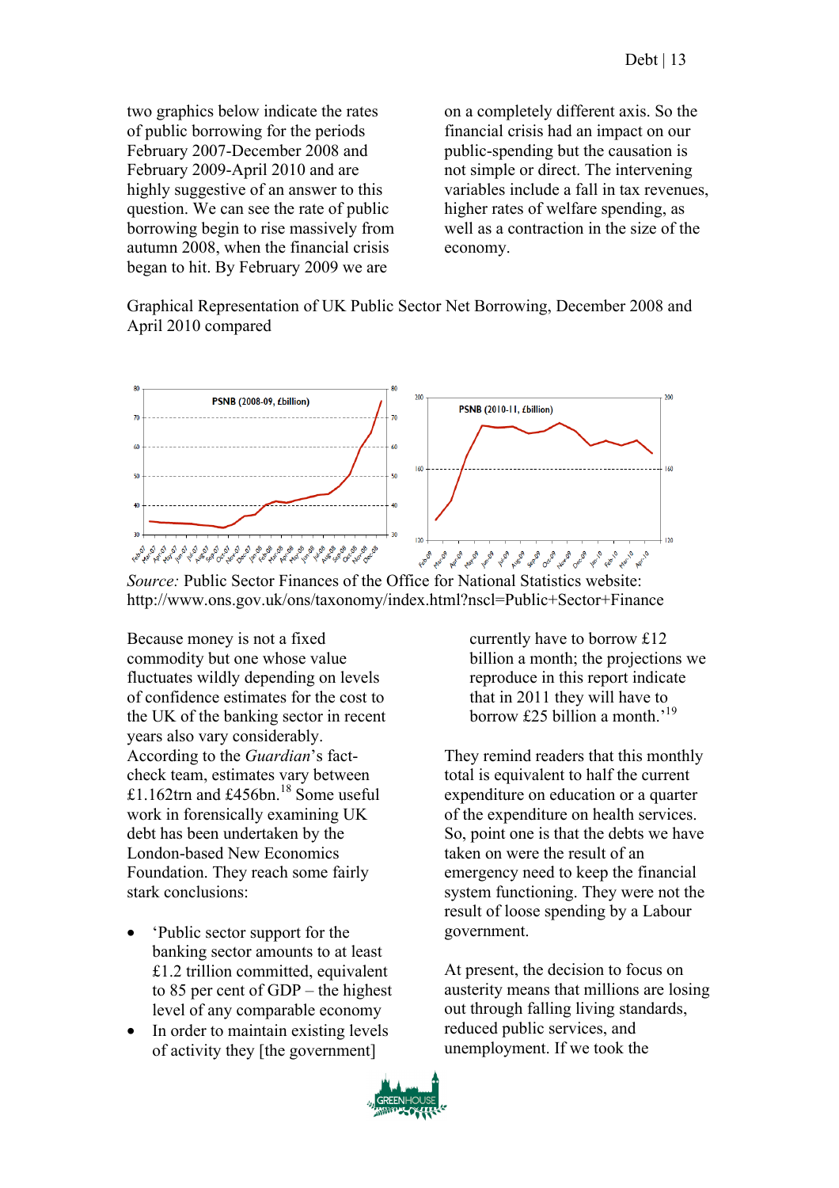two graphics below indicate the rates of public borrowing for the periods February 2007-December 2008 and February 2009-April 2010 and are highly suggestive of an answer to this question. We can see the rate of public borrowing begin to rise massively from autumn 2008, when the financial crisis began to hit. By February 2009 we are on a completely different axis. So the financial crisis had an impact on our public-spending but the causation is not simple or direct. The intervening variables include a fall in tax revenues, higher rates of welfare spending, as well as a contraction in the size of the economy.

Graphical Representation of UK Public Sector Net Borrowing, December 2008 and April 2010 compared

*Source:* Public Sector Finances of the Office for National Statistics website: http://www.ons.gov.uk/ons/taxonomy/index.html?nscl=Public+Sector+Finance

Because money is not a fixed commodity but one whose value fluctuates wildly depending on levels of confidence estimates for the cost to the UK of the banking sector in recent years also vary considerably. According to the *Guardian*'s fact-check team, estimates vary between £1.162trn and £456bn.[18] Some useful work in forensically examining UK debt has been undertaken by the London-based New Economics Foundation. They reach some fairly stark conclusions:

- 'Public sector support for the banking sector amounts to at least £1.2 trillion committed, equivalent to 85 per cent of GDP – the highest level of any comparable economy
- In order to maintain existing levels of activity they [the government] currently have to borrow £12 billion a month; the projections we reproduce in this report indicate that in 2011 they will have to borrow £25 billion a month.'[19]

They remind readers that this monthly total is equivalent to half the current expenditure on education or a quarter of the expenditure on health services. So, point one is that the debts we have taken on were the result of an emergency need to keep the financial system functioning. They were not the result of loose spending by a Labour government.

At present, the decision to focus on austerity means that millions are losing out through falling living standards, reduced public services, and unemployment. If we took the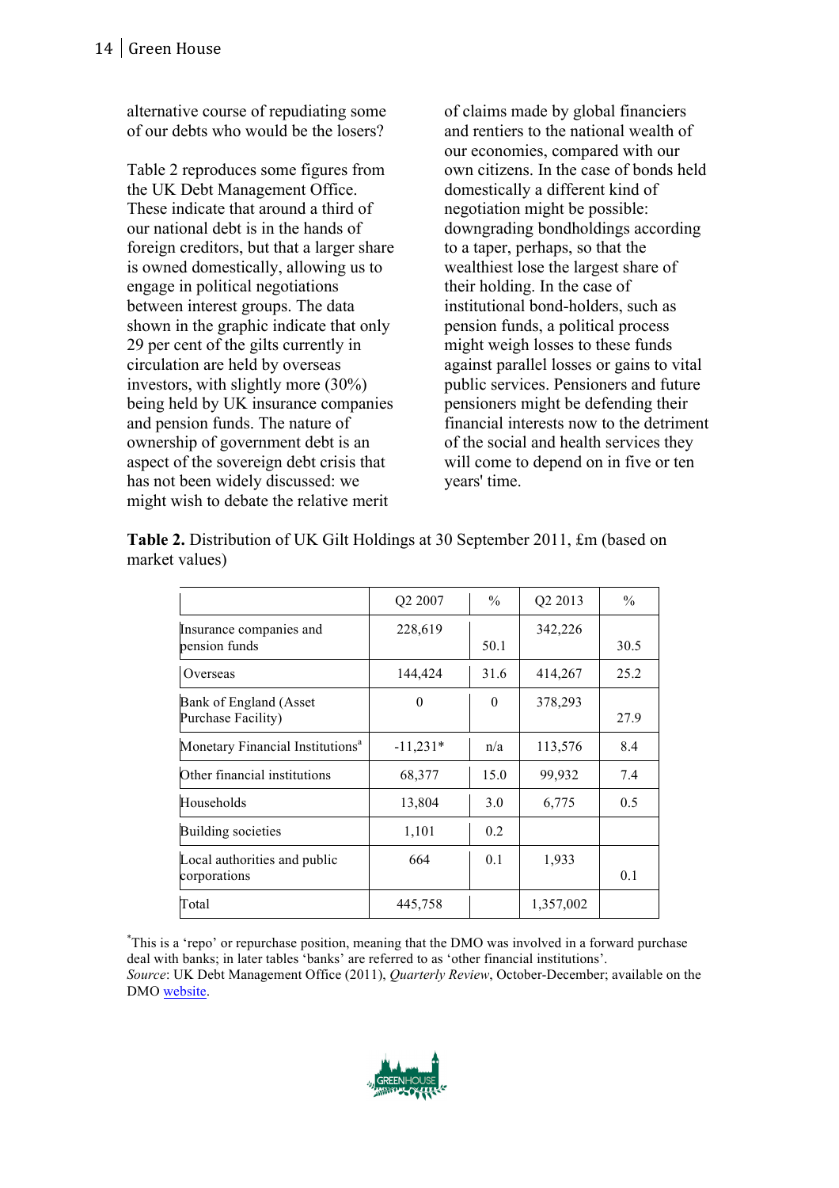alternative course of repudiating some of our debts who would be the losers?

Table 2 reproduces some figures from the UK Debt Management Office. These indicate that around a third of our national debt is in the hands of foreign creditors, but that a larger share is owned domestically, allowing us to engage in political negotiations between interest groups. The data shown in the graphic indicate that only 29 per cent of the gilts currently in circulation are held by overseas investors, with slightly more (30%) being held by UK insurance companies and pension funds. The nature of ownership of government debt is an aspect of the sovereign debt crisis that has not been widely discussed: we might wish to debate the relative merit of claims made by global financiers and rentiers to the national wealth of our economies, compared with our own citizens. In the case of bonds held domestically a different kind of negotiation might be possible: downgrading bondholdings according to a taper, perhaps, so that the wealthiest lose the largest share of their holding. In the case of institutional bond-holders, such as pension funds, a political process might weigh losses to these funds against parallel losses or gains to vital public services. Pensioners and future pensioners might be defending their financial interests now to the detriment of the social and health services they will come to depend on in five or ten years' time.

**Table 2.** Distribution of UK Gilt Holdings at 30 September 2011, £m (based on market values)

| | Q2 2007 | % | Q2 2013 | % |
|---|---|---|---|---|
| Insurance companies and pension funds | 228,619 | 50.1 | 342,226 | 30.5 |
| Overseas | 144,424 | 31.6 | 414,267 | 25.2 |
| Bank of England (Asset Purchase Facility) | 0 | 0 | 378,293 | 27.9 |
| Monetary Financial Institutions[a] | -11,231* | n/a | 113,576 | 8.4 |
| Other financial institutions | 68,377 | 15.0 | 99,932 | 7.4 |
| Households | 13,804 | 3.0 | 6,775 | 0.5 |
| Building societies | 1,101 | 0.2 | | |
| Local authorities and public corporations | 664 | 0.1 | 1,933 | 0.1 |
| Total | 445,758 | | 1,357,002 | |

*This is a 'repo' or repurchase position, meaning that the DMO was involved in a forward purchase deal with banks; in later tables 'banks' are referred to as 'other financial institutions'.
*Source*: UK Debt Management Office (2011), *Quarterly Review*, October-December; available on the DMO website.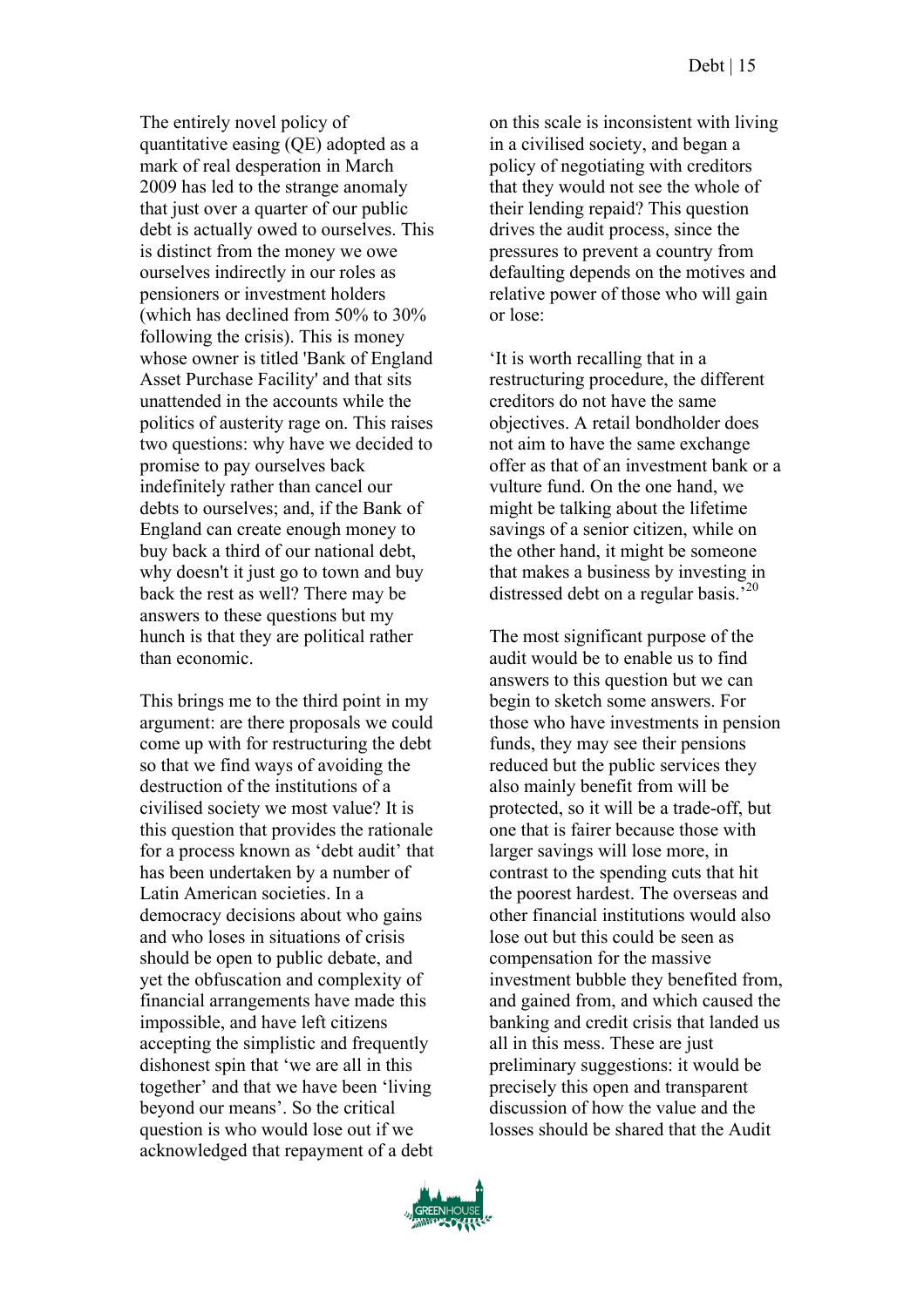The entirely novel policy of quantitative easing (QE) adopted as a mark of real desperation in March 2009 has led to the strange anomaly that just over a quarter of our public debt is actually owed to ourselves. This is distinct from the money we owe ourselves indirectly in our roles as pensioners or investment holders (which has declined from 50% to 30% following the crisis). This is money whose owner is titled 'Bank of England Asset Purchase Facility' and that sits unattended in the accounts while the politics of austerity rage on. This raises two questions: why have we decided to promise to pay ourselves back indefinitely rather than cancel our debts to ourselves; and, if the Bank of England can create enough money to buy back a third of our national debt, why doesn't it just go to town and buy back the rest as well? There may be answers to these questions but my hunch is that they are political rather than economic.

This brings me to the third point in my argument: are there proposals we could come up with for restructuring the debt so that we find ways of avoiding the destruction of the institutions of a civilised society we most value? It is this question that provides the rationale for a process known as 'debt audit' that has been undertaken by a number of Latin American societies. In a democracy decisions about who gains and who loses in situations of crisis should be open to public debate, and yet the obfuscation and complexity of financial arrangements have made this impossible, and have left citizens accepting the simplistic and frequently dishonest spin that 'we are all in this together' and that we have been 'living beyond our means'. So the critical question is who would lose out if we acknowledged that repayment of a debt on this scale is inconsistent with living in a civilised society, and began a policy of negotiating with creditors that they would not see the whole of their lending repaid? This question drives the audit process, since the pressures to prevent a country from defaulting depends on the motives and relative power of those who will gain or lose:

'It is worth recalling that in a restructuring procedure, the different creditors do not have the same objectives. A retail bondholder does not aim to have the same exchange offer as that of an investment bank or a vulture fund. On the one hand, we might be talking about the lifetime savings of a senior citizen, while on the other hand, it might be someone that makes a business by investing in distressed debt on a regular basis.'[20]

The most significant purpose of the audit would be to enable us to find answers to this question but we can begin to sketch some answers. For those who have investments in pension funds, they may see their pensions reduced but the public services they also mainly benefit from will be protected, so it will be a trade-off, but one that is fairer because those with larger savings will lose more, in contrast to the spending cuts that hit the poorest hardest. The overseas and other financial institutions would also lose out but this could be seen as compensation for the massive investment bubble they benefited from, and gained from, and which caused the banking and credit crisis that landed us all in this mess. These are just preliminary suggestions: it would be precisely this open and transparent discussion of how the value and the losses should be shared that the Audit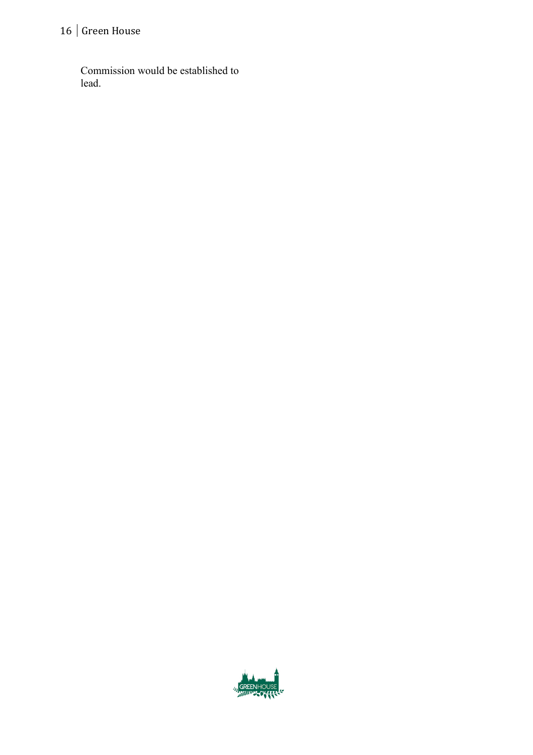Commission would be established to lead.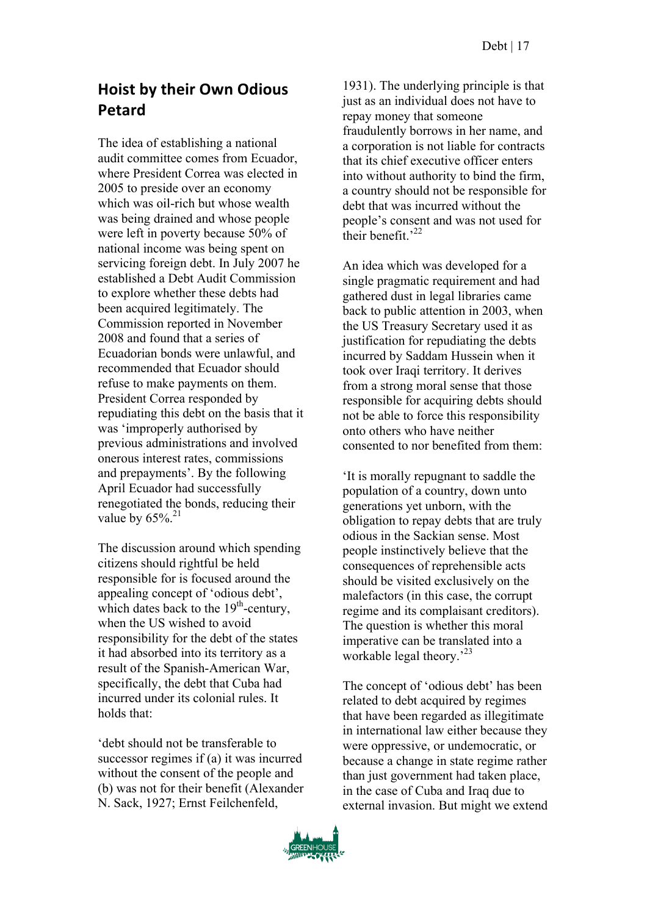## Hoist by their Own Odious Petard

The idea of establishing a national audit committee comes from Ecuador, where President Correa was elected in 2005 to preside over an economy which was oil-rich but whose wealth was being drained and whose people were left in poverty because 50% of national income was being spent on servicing foreign debt. In July 2007 he established a Debt Audit Commission to explore whether these debts had been acquired legitimately. The Commission reported in November 2008 and found that a series of Ecuadorian bonds were unlawful, and recommended that Ecuador should refuse to make payments on them. President Correa responded by repudiating this debt on the basis that it was 'improperly authorised by previous administrations and involved onerous interest rates, commissions and prepayments'. By the following April Ecuador had successfully renegotiated the bonds, reducing their value by 65%.[21]

The discussion around which spending citizens should rightful be held responsible for is focused around the appealing concept of 'odious debt', which dates back to the 19th-century, when the US wished to avoid responsibility for the debt of the states it had absorbed into its territory as a result of the Spanish-American War, specifically, the debt that Cuba had incurred under its colonial rules. It holds that:

'debt should not be transferable to successor regimes if (a) it was incurred without the consent of the people and (b) was not for their benefit (Alexander N. Sack, 1927; Ernst Feilchenfeld, 1931). The underlying principle is that just as an individual does not have to repay money that someone fraudulently borrows in her name, and a corporation is not liable for contracts that its chief executive officer enters into without authority to bind the firm, a country should not be responsible for debt that was incurred without the people's consent and was not used for their benefit.'[22]

An idea which was developed for a single pragmatic requirement and had gathered dust in legal libraries came back to public attention in 2003, when the US Treasury Secretary used it as justification for repudiating the debts incurred by Saddam Hussein when it took over Iraqi territory. It derives from a strong moral sense that those responsible for acquiring debts should not be able to force this responsibility onto others who have neither consented to nor benefited from them:

'It is morally repugnant to saddle the population of a country, down unto generations yet unborn, with the obligation to repay debts that are truly odious in the Sackian sense. Most people instinctively believe that the consequences of reprehensible acts should be visited exclusively on the malefactors (in this case, the corrupt regime and its complaisant creditors). The question is whether this moral imperative can be translated into a workable legal theory.'[23]

The concept of 'odious debt' has been related to debt acquired by regimes that have been regarded as illegitimate in international law either because they were oppressive, or undemocratic, or because a change in state regime rather than just government had taken place, in the case of Cuba and Iraq due to external invasion. But might we extend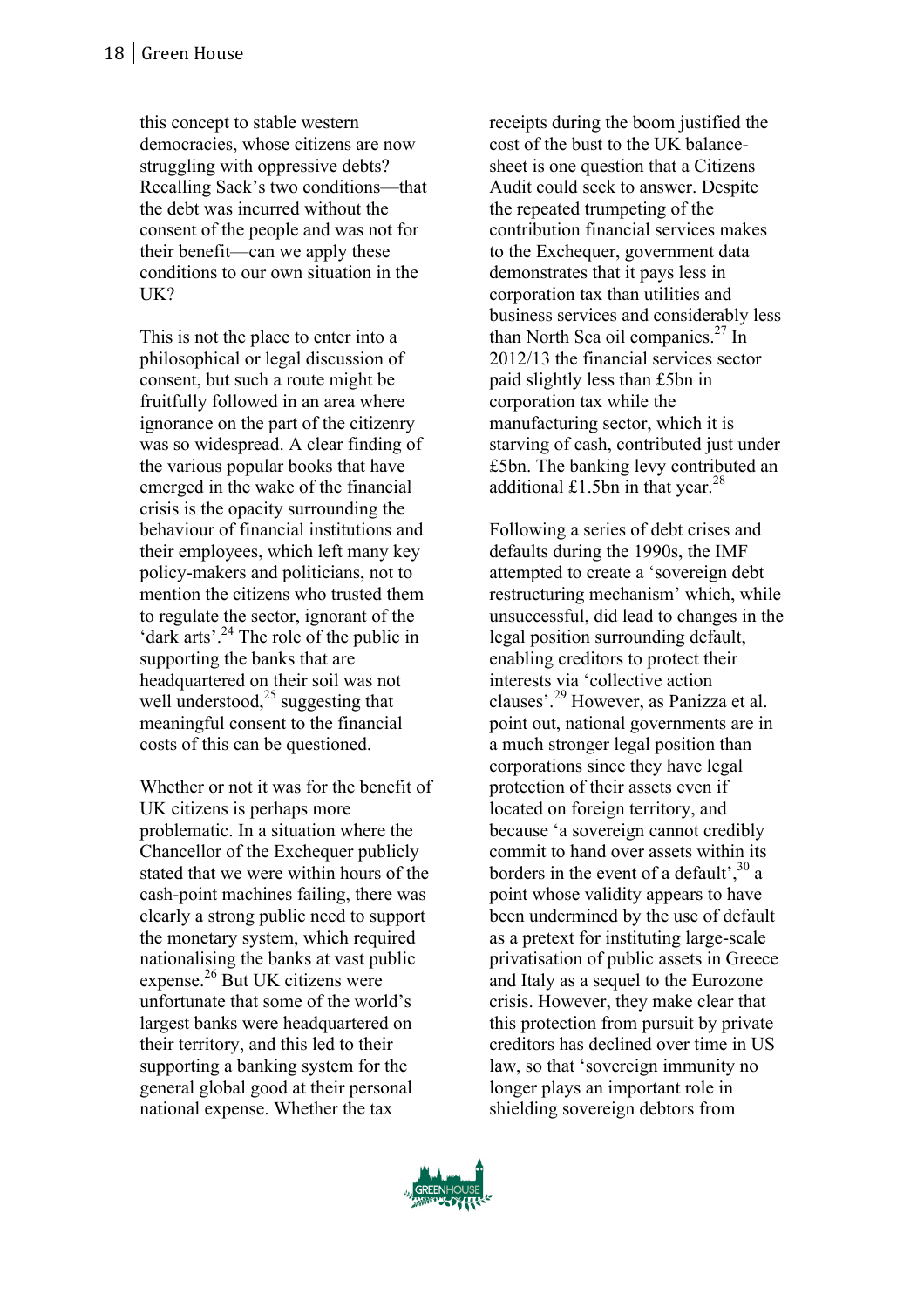this concept to stable western democracies, whose citizens are now struggling with oppressive debts? Recalling Sack's two conditions—that the debt was incurred without the consent of the people and was not for their benefit—can we apply these conditions to our own situation in the UK?

This is not the place to enter into a philosophical or legal discussion of consent, but such a route might be fruitfully followed in an area where ignorance on the part of the citizenry was so widespread. A clear finding of the various popular books that have emerged in the wake of the financial crisis is the opacity surrounding the behaviour of financial institutions and their employees, which left many key policy-makers and politicians, not to mention the citizens who trusted them to regulate the sector, ignorant of the 'dark arts'.[24] The role of the public in supporting the banks that are headquartered on their soil was not well understood,[25] suggesting that meaningful consent to the financial costs of this can be questioned.

Whether or not it was for the benefit of UK citizens is perhaps more problematic. In a situation where the Chancellor of the Exchequer publicly stated that we were within hours of the cash-point machines failing, there was clearly a strong public need to support the monetary system, which required nationalising the banks at vast public expense.[26] But UK citizens were unfortunate that some of the world's largest banks were headquartered on their territory, and this led to their supporting a banking system for the general global good at their personal national expense. Whether the tax receipts during the boom justified the cost of the bust to the UK balance-sheet is one question that a Citizens Audit could seek to answer. Despite the repeated trumpeting of the contribution financial services makes to the Exchequer, government data demonstrates that it pays less in corporation tax than utilities and business services and considerably less than North Sea oil companies.[27] In 2012/13 the financial services sector paid slightly less than £5bn in corporation tax while the manufacturing sector, which it is starving of cash, contributed just under £5bn. The banking levy contributed an additional £1.5bn in that year.[28]

Following a series of debt crises and defaults during the 1990s, the IMF attempted to create a 'sovereign debt restructuring mechanism' which, while unsuccessful, did lead to changes in the legal position surrounding default, enabling creditors to protect their interests via 'collective action clauses'.[29] However, as Panizza et al. point out, national governments are in a much stronger legal position than corporations since they have legal protection of their assets even if located on foreign territory, and because 'a sovereign cannot credibly commit to hand over assets within its borders in the event of a default',[30] a point whose validity appears to have been undermined by the use of default as a pretext for instituting large-scale privatisation of public assets in Greece and Italy as a sequel to the Eurozone crisis. However, they make clear that this protection from pursuit by private creditors has declined over time in US law, so that 'sovereign immunity no longer plays an important role in shielding sovereign debtors from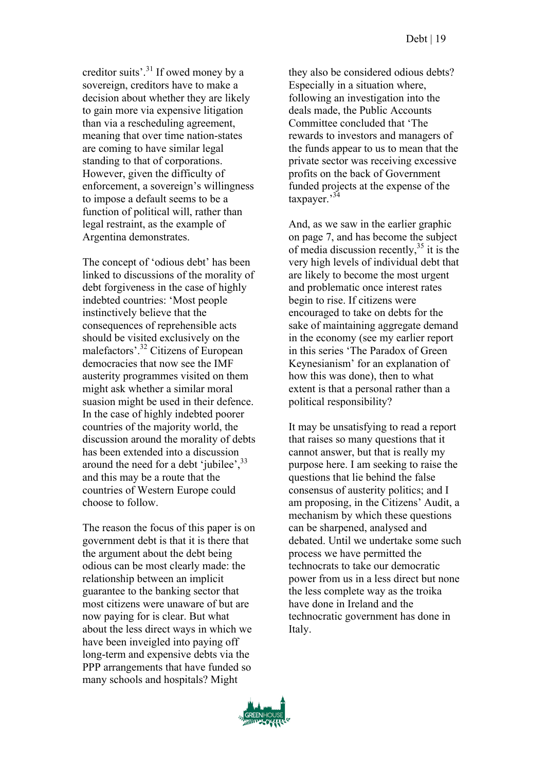creditor suits'.[31] If owed money by a sovereign, creditors have to make a decision about whether they are likely to gain more via expensive litigation than via a rescheduling agreement, meaning that over time nation-states are coming to have similar legal standing to that of corporations. However, given the difficulty of enforcement, a sovereign's willingness to impose a default seems to be a function of political will, rather than legal restraint, as the example of Argentina demonstrates.

The concept of 'odious debt' has been linked to discussions of the morality of debt forgiveness in the case of highly indebted countries: 'Most people instinctively believe that the consequences of reprehensible acts should be visited exclusively on the malefactors'.[32] Citizens of European democracies that now see the IMF austerity programmes visited on them might ask whether a similar moral suasion might be used in their defence. In the case of highly indebted poorer countries of the majority world, the discussion around the morality of debts has been extended into a discussion around the need for a debt 'jubilee',[33] and this may be a route that the countries of Western Europe could choose to follow.

The reason the focus of this paper is on government debt is that it is there that the argument about the debt being odious can be most clearly made: the relationship between an implicit guarantee to the banking sector that most citizens were unaware of but are now paying for is clear. But what about the less direct ways in which we have been inveigled into paying off long-term and expensive debts via the PPP arrangements that have funded so many schools and hospitals? Might they also be considered odious debts? Especially in a situation where, following an investigation into the deals made, the Public Accounts Committee concluded that 'The rewards to investors and managers of the funds appear to us to mean that the private sector was receiving excessive profits on the back of Government funded projects at the expense of the taxpayer.'[34]

And, as we saw in the earlier graphic on page 7, and has become the subject of media discussion recently,[35] it is the very high levels of individual debt that are likely to become the most urgent and problematic once interest rates begin to rise. If citizens were encouraged to take on debts for the sake of maintaining aggregate demand in the economy (see my earlier report in this series 'The Paradox of Green Keynesianism' for an explanation of how this was done), then to what extent is that a personal rather than a political responsibility?

It may be unsatisfying to read a report that raises so many questions that it cannot answer, but that is really my purpose here. I am seeking to raise the questions that lie behind the false consensus of austerity politics; and I am proposing, in the Citizens' Audit, a mechanism by which these questions can be sharpened, analysed and debated. Until we undertake some such process we have permitted the technocrats to take our democratic power from us in a less direct but none the less complete way as the troika have done in Ireland and the technocratic government has done in Italy.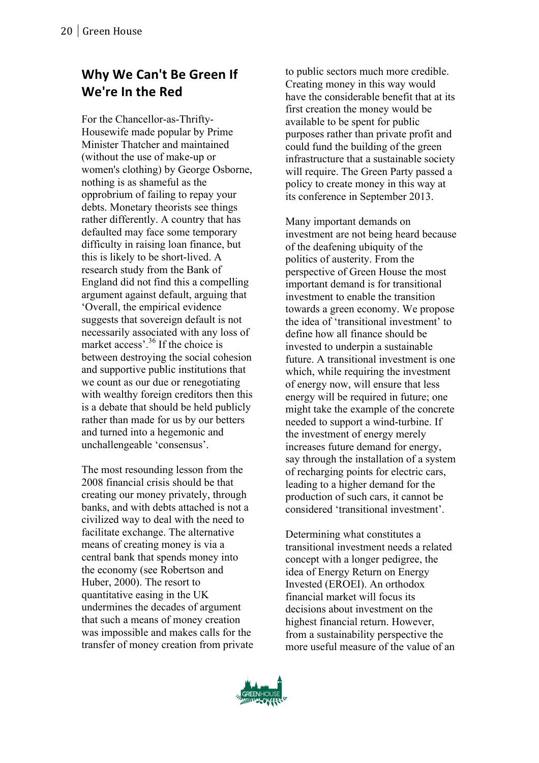## Why We Can't Be Green If We're In the Red

For the Chancellor-as-Thrifty-Housewife made popular by Prime Minister Thatcher and maintained (without the use of make-up or women's clothing) by George Osborne, nothing is as shameful as the opprobrium of failing to repay your debts. Monetary theorists see things rather differently. A country that has defaulted may face some temporary difficulty in raising loan finance, but this is likely to be short-lived. A research study from the Bank of England did not find this a compelling argument against default, arguing that 'Overall, the empirical evidence suggests that sovereign default is not necessarily associated with any loss of market access'.[36] If the choice is between destroying the social cohesion and supportive public institutions that we count as our due or renegotiating with wealthy foreign creditors then this is a debate that should be held publicly rather than made for us by our betters and turned into a hegemonic and unchallengeable 'consensus'.

The most resounding lesson from the 2008 financial crisis should be that creating our money privately, through banks, and with debts attached is not a civilized way to deal with the need to facilitate exchange. The alternative means of creating money is via a central bank that spends money into the economy (see Robertson and Huber, 2000). The resort to quantitative easing in the UK undermines the decades of argument that such a means of money creation was impossible and makes calls for the transfer of money creation from private to public sectors much more credible. Creating money in this way would have the considerable benefit that at its first creation the money would be available to be spent for public purposes rather than private profit and could fund the building of the green infrastructure that a sustainable society will require. The Green Party passed a policy to create money in this way at its conference in September 2013.

Many important demands on investment are not being heard because of the deafening ubiquity of the politics of austerity. From the perspective of Green House the most important demand is for transitional investment to enable the transition towards a green economy. We propose the idea of 'transitional investment' to define how all finance should be invested to underpin a sustainable future. A transitional investment is one which, while requiring the investment of energy now, will ensure that less energy will be required in future; one might take the example of the concrete needed to support a wind-turbine. If the investment of energy merely increases future demand for energy, say through the installation of a system of recharging points for electric cars, leading to a higher demand for the production of such cars, it cannot be considered 'transitional investment'.

Determining what constitutes a transitional investment needs a related concept with a longer pedigree, the idea of Energy Return on Energy Invested (EROEI). An orthodox financial market will focus its decisions about investment on the highest financial return. However, from a sustainability perspective the more useful measure of the value of an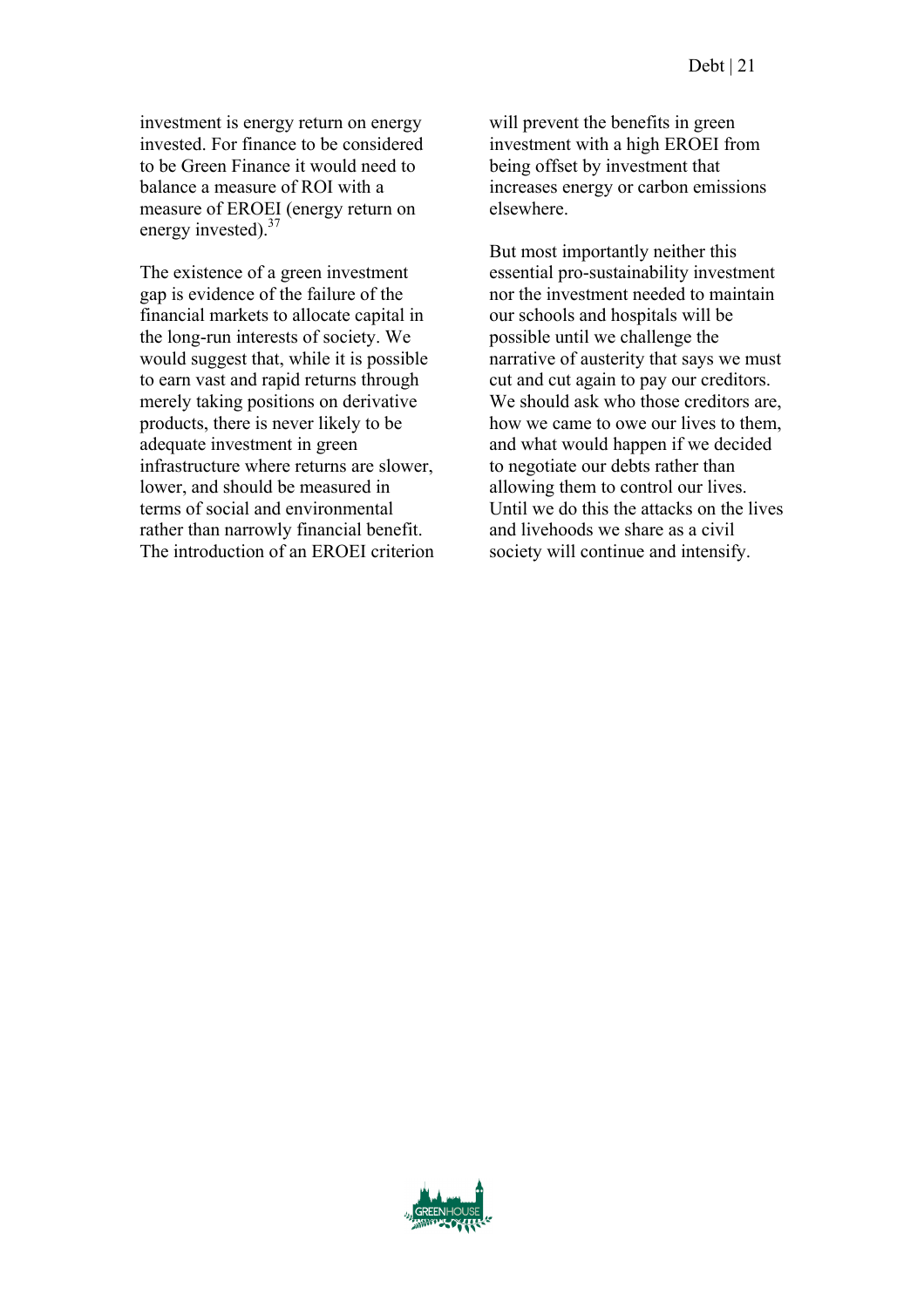investment is energy return on energy invested. For finance to be considered to be Green Finance it would need to balance a measure of ROI with a measure of EROEI (energy return on energy invested).[37]

The existence of a green investment gap is evidence of the failure of the financial markets to allocate capital in the long-run interests of society. We would suggest that, while it is possible to earn vast and rapid returns through merely taking positions on derivative products, there is never likely to be adequate investment in green infrastructure where returns are slower, lower, and should be measured in terms of social and environmental rather than narrowly financial benefit. The introduction of an EROEI criterion will prevent the benefits in green investment with a high EROEI from being offset by investment that increases energy or carbon emissions elsewhere.

But most importantly neither this essential pro-sustainability investment nor the investment needed to maintain our schools and hospitals will be possible until we challenge the narrative of austerity that says we must cut and cut again to pay our creditors. We should ask who those creditors are, how we came to owe our lives to them, and what would happen if we decided to negotiate our debts rather than allowing them to control our lives. Until we do this the attacks on the lives and livehoods we share as a civil society will continue and intensify.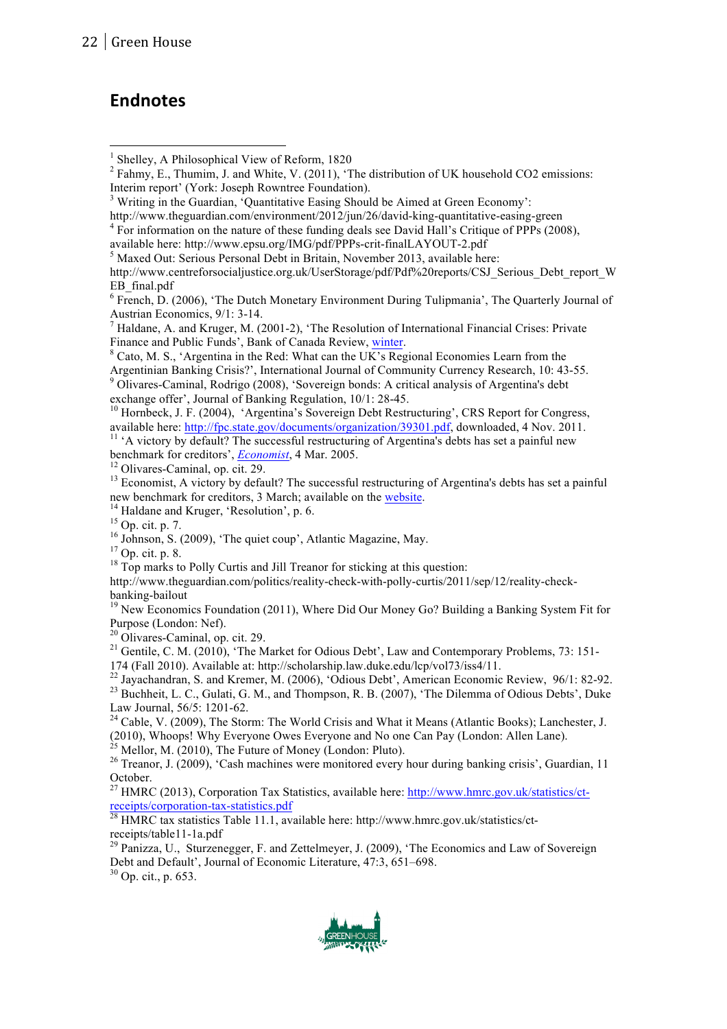## Endnotes

[1] Shelley, A Philosophical View of Reform, 1820

[2] Fahmy, E., Thumim, J. and White, V. (2011), 'The distribution of UK household CO2 emissions: Interim report' (York: Joseph Rowntree Foundation).

[3] Writing in the Guardian, 'Quantitative Easing Should be Aimed at Green Economy': http://www.theguardian.com/environment/2012/jun/26/david-king-quantitative-easing-green

[4] For information on the nature of these funding deals see David Hall's Critique of PPPs (2008), available here: http://www.epsu.org/IMG/pdf/PPPs-crit-finalLAYOUT-2.pdf

[5] Maxed Out: Serious Personal Debt in Britain, November 2013, available here: http://www.centreforsocialjustice.org.uk/UserStorage/pdf/Pdf%20reports/CSJ_Serious_Debt_report_WEB_final.pdf

[6] French, D. (2006), 'The Dutch Monetary Environment During Tulipmania', The Quarterly Journal of Austrian Economics, 9/1: 3-14.

[7] Haldane, A. and Kruger, M. (2001-2), 'The Resolution of International Financial Crises: Private Finance and Public Funds', Bank of Canada Review, winter.

[8] Cato, M. S., 'Argentina in the Red: What can the UK's Regional Economies Learn from the Argentinian Banking Crisis?', International Journal of Community Currency Research, 10: 43-55.

[9] Olivares-Caminal, Rodrigo (2008), 'Sovereign bonds: A critical analysis of Argentina's debt exchange offer', Journal of Banking Regulation, 10/1: 28-45.

[10] Hornbeck, J. F. (2004), 'Argentina's Sovereign Debt Restructuring', CRS Report for Congress, available here: http://fpc.state.gov/documents/organization/39301.pdf, downloaded, 4 Nov. 2011.

[11] 'A victory by default? The successful restructuring of Argentina's debts has set a painful new benchmark for creditors', *Economist*, 4 Mar. 2005.

[12] Olivares-Caminal, op. cit. 29.

[13] Economist, A victory by default? The successful restructuring of Argentina's debts has set a painful new benchmark for creditors, 3 March; available on the website.

[14] Haldane and Kruger, 'Resolution', p. 6.

[15] Op. cit. p. 7.

[16] Johnson, S. (2009), 'The quiet coup', Atlantic Magazine, May.

[17] Op. cit. p. 8.

[18] Top marks to Polly Curtis and Jill Treanor for sticking at this question: http://www.theguardian.com/politics/reality-check-with-polly-curtis/2011/sep/12/reality-check-banking-bailout

[19] New Economics Foundation (2011), Where Did Our Money Go? Building a Banking System Fit for Purpose (London: Nef).

[20] Olivares-Caminal, op. cit. 29.

[21] Gentile, C. M. (2010), 'The Market for Odious Debt', Law and Contemporary Problems, 73: 151-174 (Fall 2010). Available at: http://scholarship.law.duke.edu/lcp/vol73/iss4/11.

[22] Jayachandran, S. and Kremer, M. (2006), 'Odious Debt', American Economic Review, 96/1: 82-92.

[23] Buchheit, L. C., Gulati, G. M., and Thompson, R. B. (2007), 'The Dilemma of Odious Debts', Duke Law Journal, 56/5: 1201-62.

[24] Cable, V. (2009), The Storm: The World Crisis and What it Means (Atlantic Books); Lanchester, J. (2010), Whoops! Why Everyone Owes Everyone and No one Can Pay (London: Allen Lane).

[25] Mellor, M. (2010), The Future of Money (London: Pluto).

[26] Treanor, J. (2009), 'Cash machines were monitored every hour during banking crisis', Guardian, 11 October.

[27] HMRC (2013), Corporation Tax Statistics, available here: http://www.hmrc.gov.uk/statistics/ct-receipts/corporation-tax-statistics.pdf

[28] HMRC tax statistics Table 11.1, available here: http://www.hmrc.gov.uk/statistics/ct-receipts/table11-1a.pdf

[29] Panizza, U., Sturzenegger, F. and Zettelmeyer, J. (2009), 'The Economics and Law of Sovereign Debt and Default', Journal of Economic Literature, 47:3, 651–698.

[30] Op. cit., p. 653.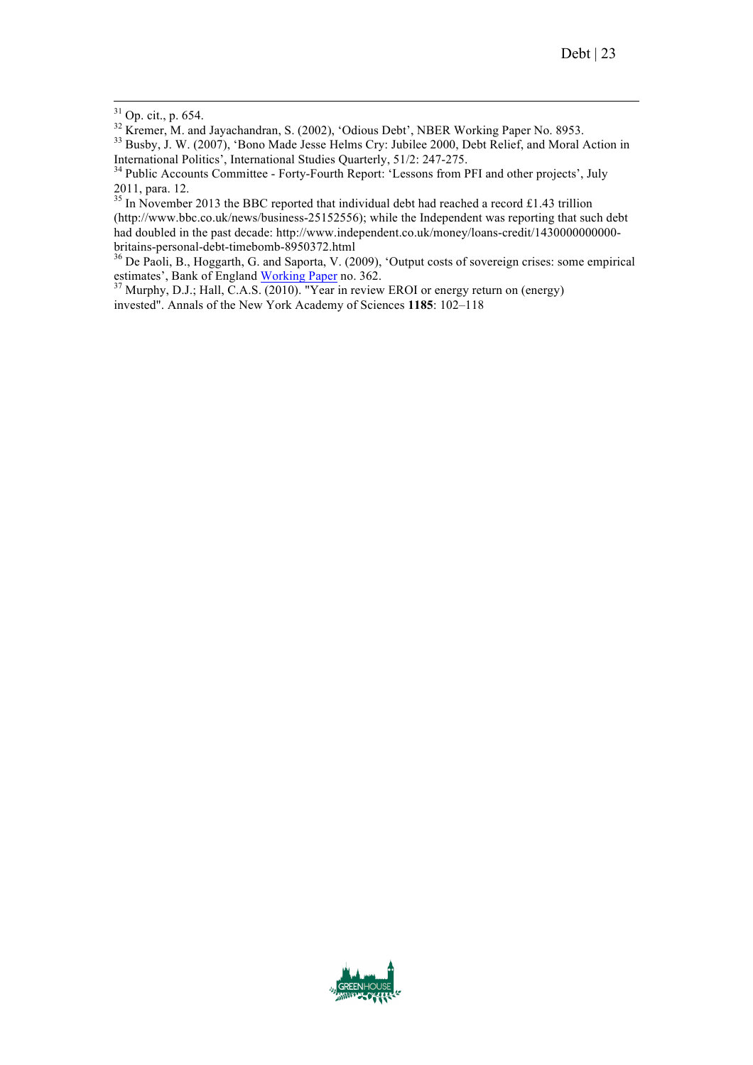[31] Op. cit., p. 654.

[32] Kremer, M. and Jayachandran, S. (2002), 'Odious Debt', NBER Working Paper No. 8953.

[33] Busby, J. W. (2007), 'Bono Made Jesse Helms Cry: Jubilee 2000, Debt Relief, and Moral Action in International Politics', International Studies Quarterly, 51/2: 247-275.

[34] Public Accounts Committee - Forty-Fourth Report: 'Lessons from PFI and other projects', July 2011, para. 12.

[35] In November 2013 the BBC reported that individual debt had reached a record £1.43 trillion (http://www.bbc.co.uk/news/business-25152556); while the Independent was reporting that such debt had doubled in the past decade: http://www.independent.co.uk/money/loans-credit/1430000000000-britains-personal-debt-timebomb-8950372.html

[36] De Paoli, B., Hoggarth, G. and Saporta, V. (2009), 'Output costs of sovereign crises: some empirical estimates', Bank of England Working Paper no. 362.

[37] Murphy, D.J.; Hall, C.A.S. (2010). "Year in review EROI or energy return on (energy) invested". Annals of the New York Academy of Sciences **1185**: 102–118